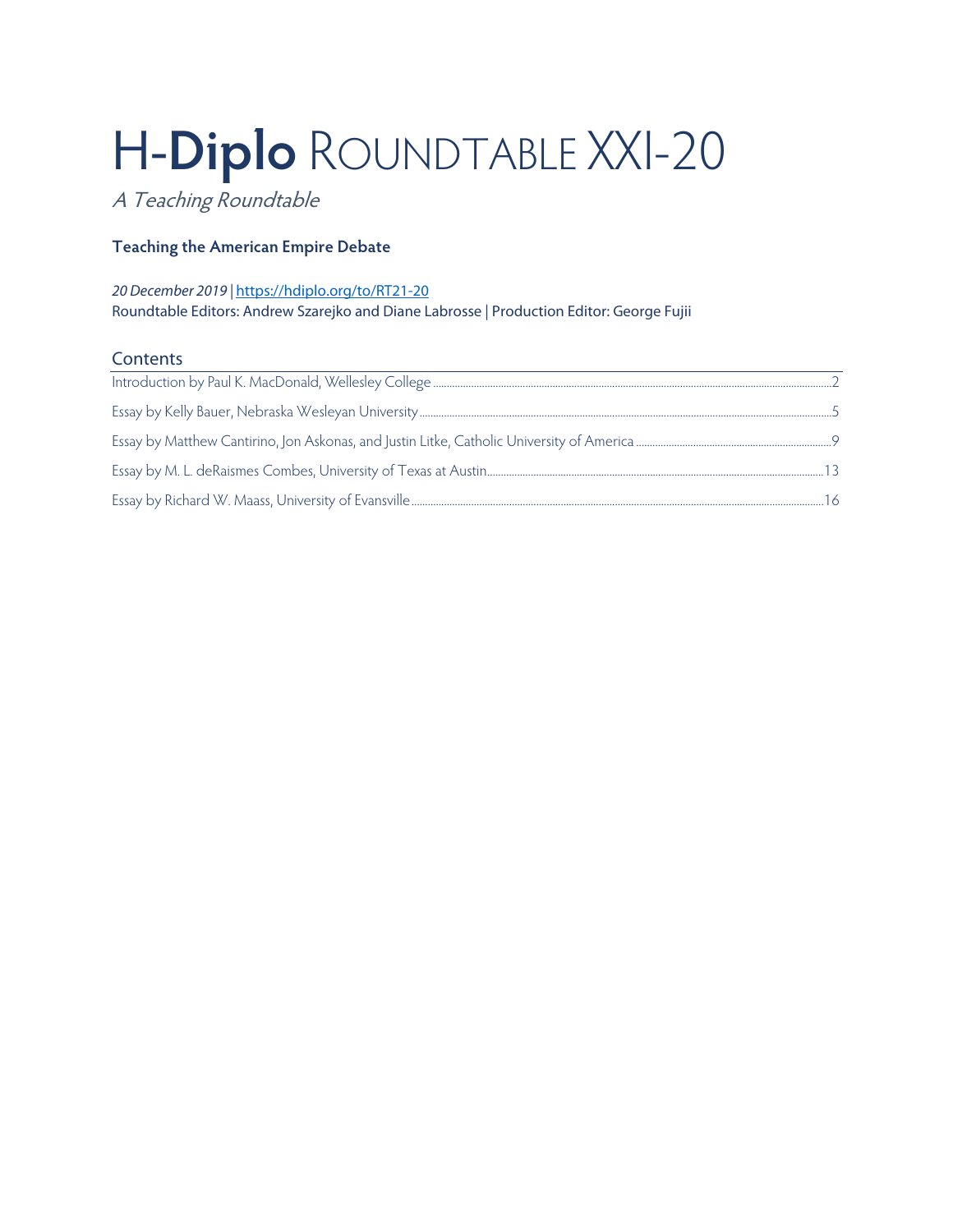# H-**Diplo** ROUNDTABLE XXI-20

*A Teaching Roundtable*

### Teaching the American Empire Debate

*20 December 2019* | https://hdiplo.org/to/RT21-20
Roundtable Editors: Andrew Szarejko and Diane Labrosse | Production Editor: George Fujii

## Contents

Introduction by Paul K. MacDonald, Wellesley College ........ 2

Essay by Kelly Bauer, Nebraska Wesleyan University ........ 5

Essay by Matthew Cantirino, Jon Askonas, and Justin Litke, Catholic University of America ........ 9

Essay by M. L. deRaismes Combes, University of Texas at Austin ........ 13

Essay by Richard W. Maass, University of Evansville ........ 16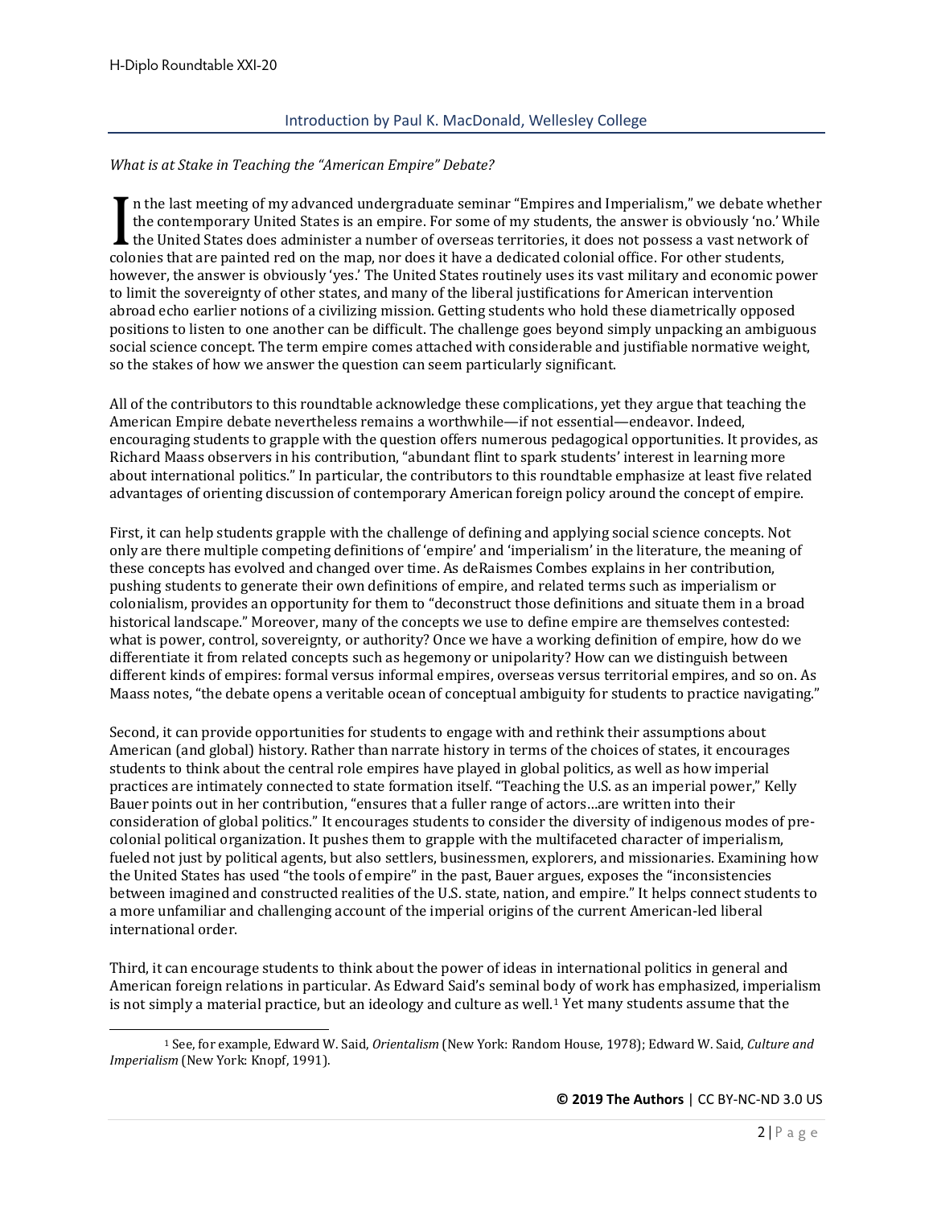## Introduction by Paul K. MacDonald, Wellesley College

*What is at Stake in Teaching the "American Empire" Debate?*

In the last meeting of my advanced undergraduate seminar "Empires and Imperialism," we debate whether the contemporary United States is an empire. For some of my students, the answer is obviously 'no.' While the United States does administer a number of overseas territories, it does not possess a vast network of colonies that are painted red on the map, nor does it have a dedicated colonial office. For other students, however, the answer is obviously 'yes.' The United States routinely uses its vast military and economic power to limit the sovereignty of other states, and many of the liberal justifications for American intervention abroad echo earlier notions of a civilizing mission. Getting students who hold these diametrically opposed positions to listen to one another can be difficult. The challenge goes beyond simply unpacking an ambiguous social science concept. The term empire comes attached with considerable and justifiable normative weight, so the stakes of how we answer the question can seem particularly significant.

All of the contributors to this roundtable acknowledge these complications, yet they argue that teaching the American Empire debate nevertheless remains a worthwhile—if not essential—endeavor. Indeed, encouraging students to grapple with the question offers numerous pedagogical opportunities. It provides, as Richard Maass observers in his contribution, "abundant flint to spark students' interest in learning more about international politics." In particular, the contributors to this roundtable emphasize at least five related advantages of orienting discussion of contemporary American foreign policy around the concept of empire.

First, it can help students grapple with the challenge of defining and applying social science concepts. Not only are there multiple competing definitions of 'empire' and 'imperialism' in the literature, the meaning of these concepts has evolved and changed over time. As deRaismes Combes explains in her contribution, pushing students to generate their own definitions of empire, and related terms such as imperialism or colonialism, provides an opportunity for them to "deconstruct those definitions and situate them in a broad historical landscape." Moreover, many of the concepts we use to define empire are themselves contested: what is power, control, sovereignty, or authority? Once we have a working definition of empire, how do we differentiate it from related concepts such as hegemony or unipolarity? How can we distinguish between different kinds of empires: formal versus informal empires, overseas versus territorial empires, and so on. As Maass notes, "the debate opens a veritable ocean of conceptual ambiguity for students to practice navigating."

Second, it can provide opportunities for students to engage with and rethink their assumptions about American (and global) history. Rather than narrate history in terms of the choices of states, it encourages students to think about the central role empires have played in global politics, as well as how imperial practices are intimately connected to state formation itself. "Teaching the U.S. as an imperial power," Kelly Bauer points out in her contribution, "ensures that a fuller range of actors…are written into their consideration of global politics." It encourages students to consider the diversity of indigenous modes of pre-colonial political organization. It pushes them to grapple with the multifaceted character of imperialism, fueled not just by political agents, but also settlers, businessmen, explorers, and missionaries. Examining how the United States has used "the tools of empire" in the past, Bauer argues, exposes the "inconsistencies between imagined and constructed realities of the U.S. state, nation, and empire." It helps connect students to a more unfamiliar and challenging account of the imperial origins of the current American-led liberal international order.

Third, it can encourage students to think about the power of ideas in international politics in general and American foreign relations in particular. As Edward Said's seminal body of work has emphasized, imperialism is not simply a material practice, but an ideology and culture as well.[1] Yet many students assume that the

[1] See, for example, Edward W. Said, *Orientalism* (New York: Random House, 1978); Edward W. Said, *Culture and Imperialism* (New York: Knopf, 1991).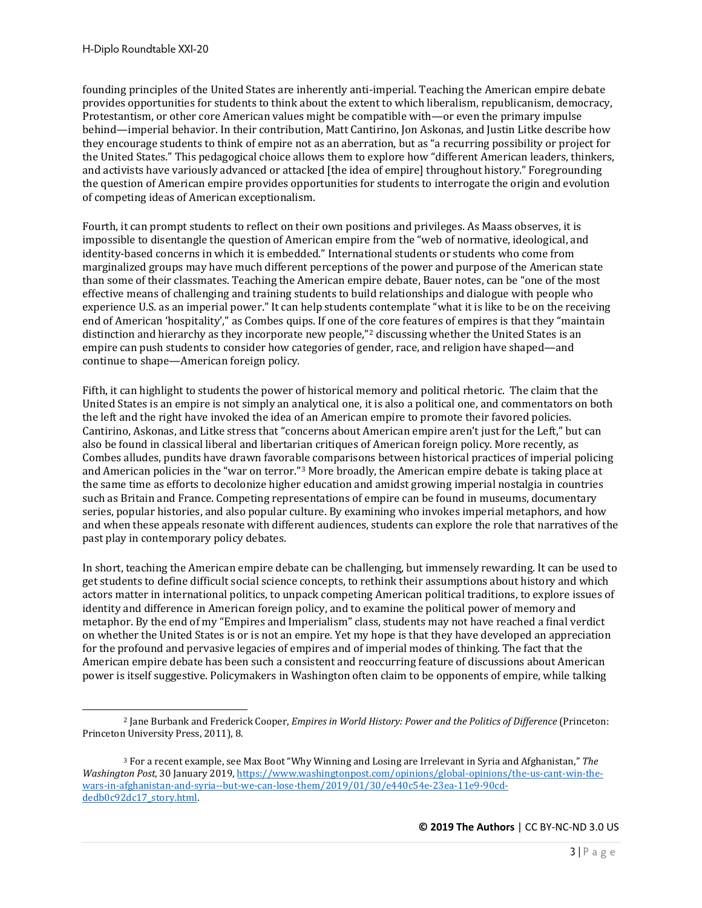founding principles of the United States are inherently anti-imperial. Teaching the American empire debate provides opportunities for students to think about the extent to which liberalism, republicanism, democracy, Protestantism, or other core American values might be compatible with—or even the primary impulse behind—imperial behavior. In their contribution, Matt Cantirino, Jon Askonas, and Justin Litke describe how they encourage students to think of empire not as an aberration, but as "a recurring possibility or project for the United States." This pedagogical choice allows them to explore how "different American leaders, thinkers, and activists have variously advanced or attacked [the idea of empire] throughout history." Foregrounding the question of American empire provides opportunities for students to interrogate the origin and evolution of competing ideas of American exceptionalism.

Fourth, it can prompt students to reflect on their own positions and privileges. As Maass observes, it is impossible to disentangle the question of American empire from the "web of normative, ideological, and identity-based concerns in which it is embedded." International students or students who come from marginalized groups may have much different perceptions of the power and purpose of the American state than some of their classmates. Teaching the American empire debate, Bauer notes, can be "one of the most effective means of challenging and training students to build relationships and dialogue with people who experience U.S. as an imperial power." It can help students contemplate "what it is like to be on the receiving end of American 'hospitality'," as Combes quips. If one of the core features of empires is that they "maintain distinction and hierarchy as they incorporate new people,"[2] discussing whether the United States is an empire can push students to consider how categories of gender, race, and religion have shaped—and continue to shape—American foreign policy.

Fifth, it can highlight to students the power of historical memory and political rhetoric. The claim that the United States is an empire is not simply an analytical one, it is also a political one, and commentators on both the left and the right have invoked the idea of an American empire to promote their favored policies. Cantirino, Askonas, and Litke stress that "concerns about American empire aren't just for the Left," but can also be found in classical liberal and libertarian critiques of American foreign policy. More recently, as Combes alludes, pundits have drawn favorable comparisons between historical practices of imperial policing and American policies in the "war on terror."[3] More broadly, the American empire debate is taking place at the same time as efforts to decolonize higher education and amidst growing imperial nostalgia in countries such as Britain and France. Competing representations of empire can be found in museums, documentary series, popular histories, and also popular culture. By examining who invokes imperial metaphors, and how and when these appeals resonate with different audiences, students can explore the role that narratives of the past play in contemporary policy debates.

In short, teaching the American empire debate can be challenging, but immensely rewarding. It can be used to get students to define difficult social science concepts, to rethink their assumptions about history and which actors matter in international politics, to unpack competing American political traditions, to explore issues of identity and difference in American foreign policy, and to examine the political power of memory and metaphor. By the end of my "Empires and Imperialism" class, students may not have reached a final verdict on whether the United States is or is not an empire. Yet my hope is that they have developed an appreciation for the profound and pervasive legacies of empires and of imperial modes of thinking. The fact that the American empire debate has been such a consistent and reoccurring feature of discussions about American power is itself suggestive. Policymakers in Washington often claim to be opponents of empire, while talking

---

[2] Jane Burbank and Frederick Cooper, *Empires in World History: Power and the Politics of Difference* (Princeton: Princeton University Press, 2011), 8.

[3] For a recent example, see Max Boot "Why Winning and Losing are Irrelevant in Syria and Afghanistan," *The Washington Post*, 30 January 2019, https://www.washingtonpost.com/opinions/global-opinions/the-us-cant-win-the-wars-in-afghanistan-and-syria--but-we-can-lose-them/2019/01/30/e440c54e-23ea-11e9-90cd-dedb0c92dc17_story.html.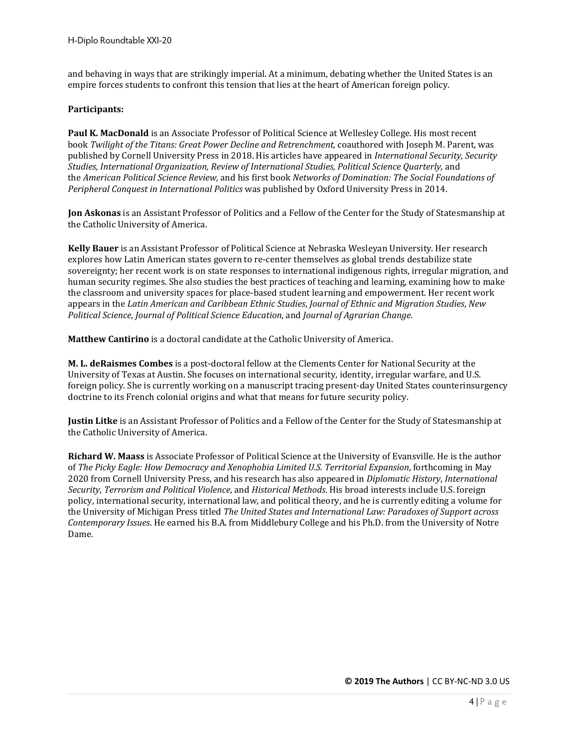and behaving in ways that are strikingly imperial. At a minimum, debating whether the United States is an empire forces students to confront this tension that lies at the heart of American foreign policy.

**Participants:**

**Paul K. MacDonald** is an Associate Professor of Political Science at Wellesley College. His most recent book *Twilight of the Titans: Great Power Decline and Retrenchment,* coauthored with Joseph M. Parent, was published by Cornell University Press in 2018. His articles have appeared in *International Security, Security Studies, International Organization, Review of International Studies, Political Science Quarterly,* and the *American Political Science Review,* and his first book *Networks of Domination: The Social Foundations of Peripheral Conquest in International Politics* was published by Oxford University Press in 2014.

**Jon Askonas** is an Assistant Professor of Politics and a Fellow of the Center for the Study of Statesmanship at the Catholic University of America.

**Kelly Bauer** is an Assistant Professor of Political Science at Nebraska Wesleyan University. Her research explores how Latin American states govern to re-center themselves as global trends destabilize state sovereignty; her recent work is on state responses to international indigenous rights, irregular migration, and human security regimes. She also studies the best practices of teaching and learning, examining how to make the classroom and university spaces for place-based student learning and empowerment. Her recent work appears in the *Latin American and Caribbean Ethnic Studies*, *Journal of Ethnic and Migration Studies*, *New Political Science*, *Journal of Political Science Education*, and *Journal of Agrarian Change*.

**Matthew Cantirino** is a doctoral candidate at the Catholic University of America.

**M. L. deRaismes Combes** is a post-doctoral fellow at the Clements Center for National Security at the University of Texas at Austin. She focuses on international security, identity, irregular warfare, and U.S. foreign policy. She is currently working on a manuscript tracing present-day United States counterinsurgency doctrine to its French colonial origins and what that means for future security policy.

**Justin Litke** is an Assistant Professor of Politics and a Fellow of the Center for the Study of Statesmanship at the Catholic University of America.

**Richard W. Maass** is Associate Professor of Political Science at the University of Evansville. He is the author of *The Picky Eagle: How Democracy and Xenophobia Limited U.S. Territorial Expansion*, forthcoming in May 2020 from Cornell University Press, and his research has also appeared in *Diplomatic History*, *International Security*, *Terrorism and Political Violence*, and *Historical Methods*. His broad interests include U.S. foreign policy, international security, international law, and political theory, and he is currently editing a volume for the University of Michigan Press titled *The United States and International Law: Paradoxes of Support across Contemporary Issues*. He earned his B.A. from Middlebury College and his Ph.D. from the University of Notre Dame.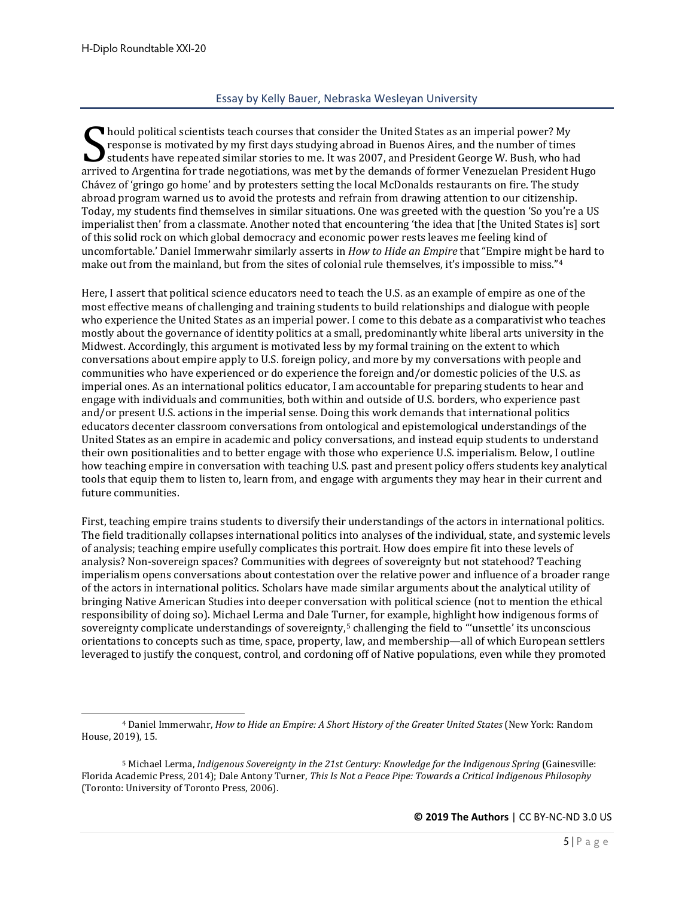## Essay by Kelly Bauer, Nebraska Wesleyan University

Should political scientists teach courses that consider the United States as an imperial power? My response is motivated by my first days studying abroad in Buenos Aires, and the number of times students have repeated similar stories to me. It was 2007, and President George W. Bush, who had arrived to Argentina for trade negotiations, was met by the demands of former Venezuelan President Hugo Chávez of 'gringo go home' and by protesters setting the local McDonalds restaurants on fire. The study abroad program warned us to avoid the protests and refrain from drawing attention to our citizenship. Today, my students find themselves in similar situations. One was greeted with the question 'So you're a US imperialist then' from a classmate. Another noted that encountering 'the idea that [the United States is] sort of this solid rock on which global democracy and economic power rests leaves me feeling kind of uncomfortable.' Daniel Immerwahr similarly asserts in *How to Hide an Empire* that "Empire might be hard to make out from the mainland, but from the sites of colonial rule themselves, it's impossible to miss."[4]

Here, I assert that political science educators need to teach the U.S. as an example of empire as one of the most effective means of challenging and training students to build relationships and dialogue with people who experience the United States as an imperial power. I come to this debate as a comparativist who teaches mostly about the governance of identity politics at a small, predominantly white liberal arts university in the Midwest. Accordingly, this argument is motivated less by my formal training on the extent to which conversations about empire apply to U.S. foreign policy, and more by my conversations with people and communities who have experienced or do experience the foreign and/or domestic policies of the U.S. as imperial ones. As an international politics educator, I am accountable for preparing students to hear and engage with individuals and communities, both within and outside of U.S. borders, who experience past and/or present U.S. actions in the imperial sense. Doing this work demands that international politics educators decenter classroom conversations from ontological and epistemological understandings of the United States as an empire in academic and policy conversations, and instead equip students to understand their own positionalities and to better engage with those who experience U.S. imperialism. Below, I outline how teaching empire in conversation with teaching U.S. past and present policy offers students key analytical tools that equip them to listen to, learn from, and engage with arguments they may hear in their current and future communities.

First, teaching empire trains students to diversify their understandings of the actors in international politics. The field traditionally collapses international politics into analyses of the individual, state, and systemic levels of analysis; teaching empire usefully complicates this portrait. How does empire fit into these levels of analysis? Non-sovereign spaces? Communities with degrees of sovereignty but not statehood? Teaching imperialism opens conversations about contestation over the relative power and influence of a broader range of the actors in international politics. Scholars have made similar arguments about the analytical utility of bringing Native American Studies into deeper conversation with political science (not to mention the ethical responsibility of doing so). Michael Lerma and Dale Turner, for example, highlight how indigenous forms of sovereignty complicate understandings of sovereignty,[5] challenging the field to "'unsettle' its unconscious orientations to concepts such as time, space, property, law, and membership—all of which European settlers leveraged to justify the conquest, control, and cordoning off of Native populations, even while they promoted

---

[4] Daniel Immerwahr, *How to Hide an Empire: A Short History of the Greater United States* (New York: Random House, 2019), 15.

[5] Michael Lerma, *Indigenous Sovereignty in the 21st Century: Knowledge for the Indigenous Spring* (Gainesville: Florida Academic Press, 2014); Dale Antony Turner, *This Is Not a Peace Pipe: Towards a Critical Indigenous Philosophy* (Toronto: University of Toronto Press, 2006).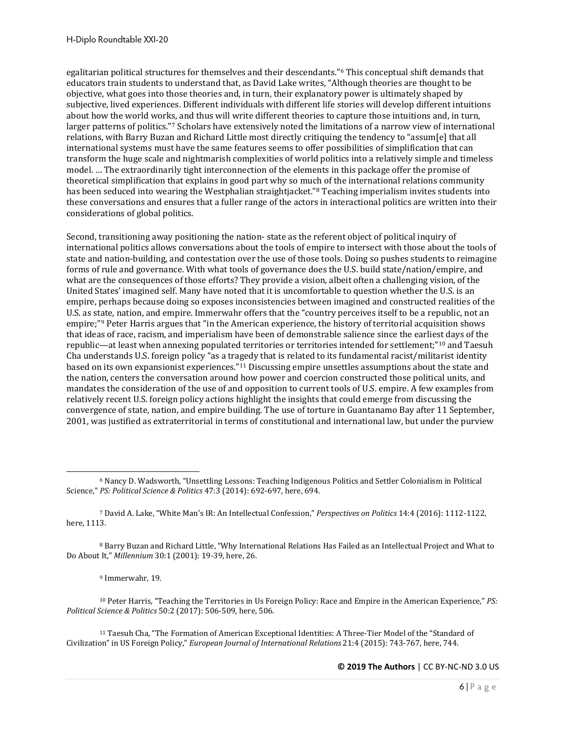egalitarian political structures for themselves and their descendants."[6] This conceptual shift demands that educators train students to understand that, as David Lake writes, "Although theories are thought to be objective, what goes into those theories and, in turn, their explanatory power is ultimately shaped by subjective, lived experiences. Different individuals with different life stories will develop different intuitions about how the world works, and thus will write different theories to capture those intuitions and, in turn, larger patterns of politics."[7] Scholars have extensively noted the limitations of a narrow view of international relations, with Barry Buzan and Richard Little most directly critiquing the tendency to "assum[e] that all international systems must have the same features seems to offer possibilities of simplification that can transform the huge scale and nightmarish complexities of world politics into a relatively simple and timeless model. … The extraordinarily tight interconnection of the elements in this package offer the promise of theoretical simplification that explains in good part why so much of the international relations community has been seduced into wearing the Westphalian straightjacket."[8] Teaching imperialism invites students into these conversations and ensures that a fuller range of the actors in interactional politics are written into their considerations of global politics.

Second, transitioning away positioning the nation- state as the referent object of political inquiry of international politics allows conversations about the tools of empire to intersect with those about the tools of state and nation-building, and contestation over the use of those tools. Doing so pushes students to reimagine forms of rule and governance. With what tools of governance does the U.S. build state/nation/empire, and what are the consequences of those efforts? They provide a vision, albeit often a challenging vision, of the United States' imagined self. Many have noted that it is uncomfortable to question whether the U.S. is an empire, perhaps because doing so exposes inconsistencies between imagined and constructed realities of the U.S. as state, nation, and empire. Immerwahr offers that the "country perceives itself to be a republic, not an empire;"[9] Peter Harris argues that "in the American experience, the history of territorial acquisition shows that ideas of race, racism, and imperialism have been of demonstrable salience since the earliest days of the republic—at least when annexing populated territories or territories intended for settlement;"[10] and Taesuh Cha understands U.S. foreign policy "as a tragedy that is related to its fundamental racist/militarist identity based on its own expansionist experiences."[11] Discussing empire unsettles assumptions about the state and the nation, centers the conversation around how power and coercion constructed those political units, and mandates the consideration of the use of and opposition to current tools of U.S. empire. A few examples from relatively recent U.S. foreign policy actions highlight the insights that could emerge from discussing the convergence of state, nation, and empire building. The use of torture in Guantanamo Bay after 11 September, 2001, was justified as extraterritorial in terms of constitutional and international law, but under the purview

---

[6] Nancy D. Wadsworth, "Unsettling Lessons: Teaching Indigenous Politics and Settler Colonialism in Political Science," *PS: Political Science & Politics* 47:3 (2014): 692-697, here, 694.

[7] David A. Lake, "White Man's IR: An Intellectual Confession," *Perspectives on Politics* 14:4 (2016): 1112-1122, here, 1113.

[8] Barry Buzan and Richard Little, "Why International Relations Has Failed as an Intellectual Project and What to Do About It," *Millennium* 30:1 (2001): 19-39, here, 26.

[9] Immerwahr, 19.

[10] Peter Harris, "Teaching the Territories in Us Foreign Policy: Race and Empire in the American Experience," *PS: Political Science & Politics* 50:2 (2017): 506-509, here, 506.

[11] Taesuh Cha, "The Formation of American Exceptional Identities: A Three-Tier Model of the "Standard of Civilization" in US Foreign Policy," *European Journal of International Relations* 21:4 (2015): 743-767, here, 744.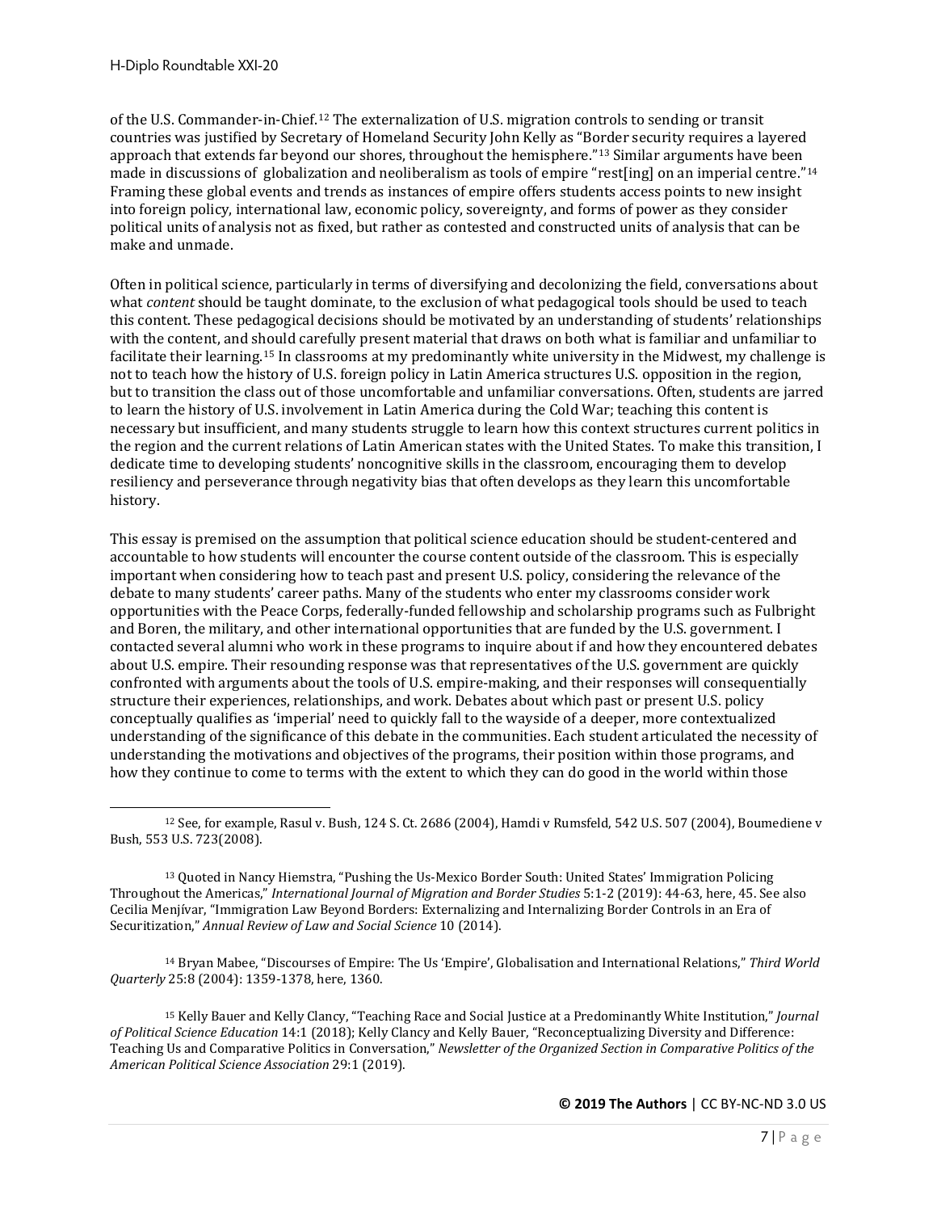of the U.S. Commander-in-Chief.[12] The externalization of U.S. migration controls to sending or transit countries was justified by Secretary of Homeland Security John Kelly as "Border security requires a layered approach that extends far beyond our shores, throughout the hemisphere."[13] Similar arguments have been made in discussions of globalization and neoliberalism as tools of empire "rest[ing] on an imperial centre."[14] Framing these global events and trends as instances of empire offers students access points to new insight into foreign policy, international law, economic policy, sovereignty, and forms of power as they consider political units of analysis not as fixed, but rather as contested and constructed units of analysis that can be make and unmade.

Often in political science, particularly in terms of diversifying and decolonizing the field, conversations about what *content* should be taught dominate, to the exclusion of what pedagogical tools should be used to teach this content. These pedagogical decisions should be motivated by an understanding of students' relationships with the content, and should carefully present material that draws on both what is familiar and unfamiliar to facilitate their learning.[15] In classrooms at my predominantly white university in the Midwest, my challenge is not to teach how the history of U.S. foreign policy in Latin America structures U.S. opposition in the region, but to transition the class out of those uncomfortable and unfamiliar conversations. Often, students are jarred to learn the history of U.S. involvement in Latin America during the Cold War; teaching this content is necessary but insufficient, and many students struggle to learn how this context structures current politics in the region and the current relations of Latin American states with the United States. To make this transition, I dedicate time to developing students' noncognitive skills in the classroom, encouraging them to develop resiliency and perseverance through negativity bias that often develops as they learn this uncomfortable history.

This essay is premised on the assumption that political science education should be student-centered and accountable to how students will encounter the course content outside of the classroom. This is especially important when considering how to teach past and present U.S. policy, considering the relevance of the debate to many students' career paths. Many of the students who enter my classrooms consider work opportunities with the Peace Corps, federally-funded fellowship and scholarship programs such as Fulbright and Boren, the military, and other international opportunities that are funded by the U.S. government. I contacted several alumni who work in these programs to inquire about if and how they encountered debates about U.S. empire. Their resounding response was that representatives of the U.S. government are quickly confronted with arguments about the tools of U.S. empire-making, and their responses will consequentially structure their experiences, relationships, and work. Debates about which past or present U.S. policy conceptually qualifies as 'imperial' need to quickly fall to the wayside of a deeper, more contextualized understanding of the significance of this debate in the communities. Each student articulated the necessity of understanding the motivations and objectives of the programs, their position within those programs, and how they continue to come to terms with the extent to which they can do good in the world within those

---

[12] See, for example, Rasul v. Bush, 124 S. Ct. 2686 (2004), Hamdi v Rumsfeld, 542 U.S. 507 (2004), Boumediene v Bush, 553 U.S. 723(2008).

[13] Quoted in Nancy Hiemstra, "Pushing the Us-Mexico Border South: United States' Immigration Policing Throughout the Americas," *International Journal of Migration and Border Studies* 5:1-2 (2019): 44-63, here, 45. See also Cecilia Menjívar, "Immigration Law Beyond Borders: Externalizing and Internalizing Border Controls in an Era of Securitization," *Annual Review of Law and Social Science* 10 (2014).

[14] Bryan Mabee, "Discourses of Empire: The Us 'Empire', Globalisation and International Relations," *Third World Quarterly* 25:8 (2004): 1359-1378, here, 1360.

[15] Kelly Bauer and Kelly Clancy, "Teaching Race and Social Justice at a Predominantly White Institution," *Journal of Political Science Education* 14:1 (2018); Kelly Clancy and Kelly Bauer, "Reconceptualizing Diversity and Difference: Teaching Us and Comparative Politics in Conversation," *Newsletter of the Organized Section in Comparative Politics of the American Political Science Association* 29:1 (2019).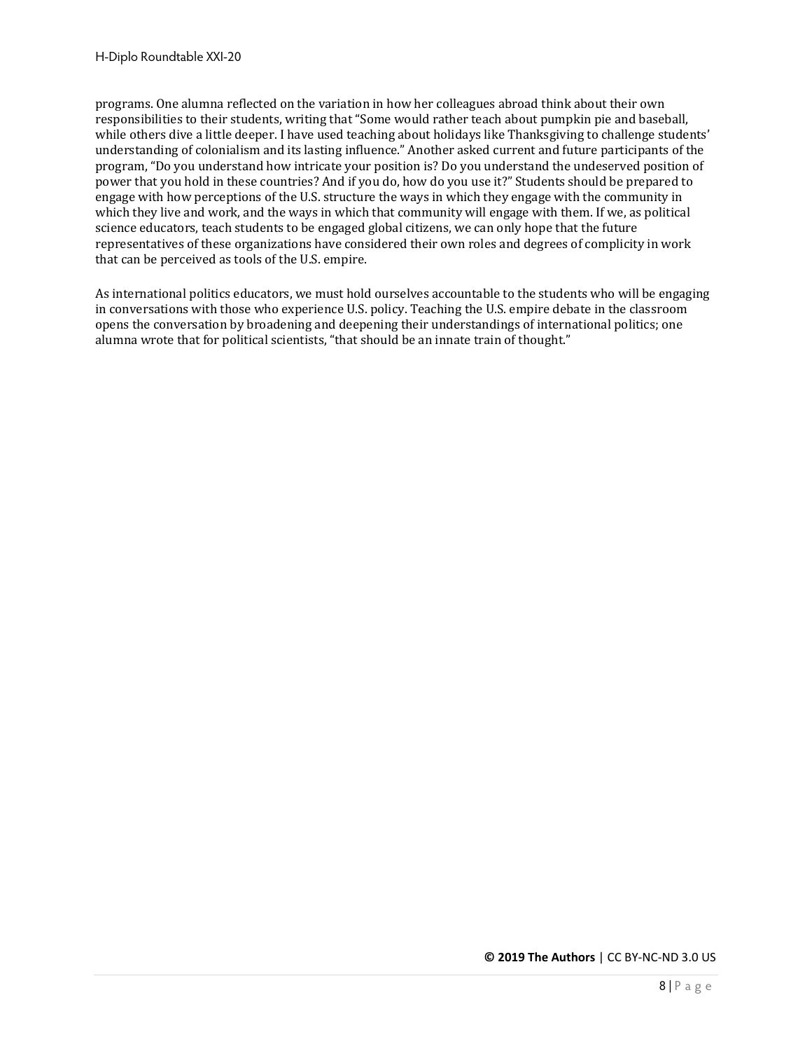programs. One alumna reflected on the variation in how her colleagues abroad think about their own responsibilities to their students, writing that "Some would rather teach about pumpkin pie and baseball, while others dive a little deeper. I have used teaching about holidays like Thanksgiving to challenge students' understanding of colonialism and its lasting influence." Another asked current and future participants of the program, "Do you understand how intricate your position is? Do you understand the undeserved position of power that you hold in these countries? And if you do, how do you use it?" Students should be prepared to engage with how perceptions of the U.S. structure the ways in which they engage with the community in which they live and work, and the ways in which that community will engage with them. If we, as political science educators, teach students to be engaged global citizens, we can only hope that the future representatives of these organizations have considered their own roles and degrees of complicity in work that can be perceived as tools of the U.S. empire.

As international politics educators, we must hold ourselves accountable to the students who will be engaging in conversations with those who experience U.S. policy. Teaching the U.S. empire debate in the classroom opens the conversation by broadening and deepening their understandings of international politics; one alumna wrote that for political scientists, "that should be an innate train of thought."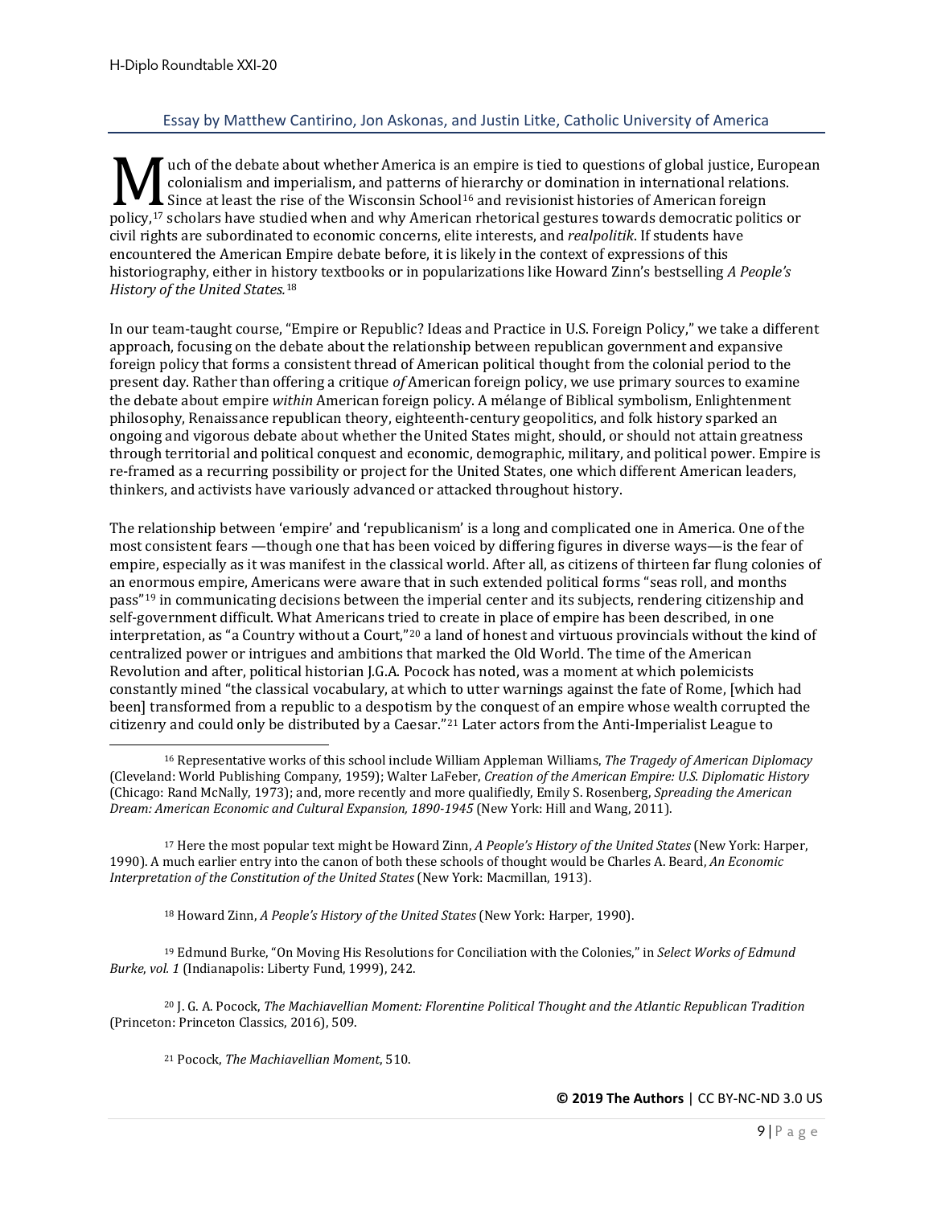## Essay by Matthew Cantirino, Jon Askonas, and Justin Litke, Catholic University of America

Much of the debate about whether America is an empire is tied to questions of global justice, European colonialism and imperialism, and patterns of hierarchy or domination in international relations. Since at least the rise of the Wisconsin School[16] and revisionist histories of American foreign policy,[17] scholars have studied when and why American rhetorical gestures towards democratic politics or civil rights are subordinated to economic concerns, elite interests, and *realpolitik*. If students have encountered the American Empire debate before, it is likely in the context of expressions of this historiography, either in history textbooks or in popularizations like Howard Zinn's bestselling *A People's History of the United States.*[18]

In our team-taught course, "Empire or Republic? Ideas and Practice in U.S. Foreign Policy," we take a different approach, focusing on the debate about the relationship between republican government and expansive foreign policy that forms a consistent thread of American political thought from the colonial period to the present day. Rather than offering a critique *of* American foreign policy, we use primary sources to examine the debate about empire *within* American foreign policy. A mélange of Biblical symbolism, Enlightenment philosophy, Renaissance republican theory, eighteenth-century geopolitics, and folk history sparked an ongoing and vigorous debate about whether the United States might, should, or should not attain greatness through territorial and political conquest and economic, demographic, military, and political power. Empire is re-framed as a recurring possibility or project for the United States, one which different American leaders, thinkers, and activists have variously advanced or attacked throughout history.

The relationship between 'empire' and 'republicanism' is a long and complicated one in America. One of the most consistent fears —though one that has been voiced by differing figures in diverse ways—is the fear of empire, especially as it was manifest in the classical world. After all, as citizens of thirteen far flung colonies of an enormous empire, Americans were aware that in such extended political forms "seas roll, and months pass"[19] in communicating decisions between the imperial center and its subjects, rendering citizenship and self-government difficult. What Americans tried to create in place of empire has been described, in one interpretation, as "a Country without a Court,"[20] a land of honest and virtuous provincials without the kind of centralized power or intrigues and ambitions that marked the Old World. The time of the American Revolution and after, political historian J.G.A. Pocock has noted, was a moment at which polemicists constantly mined "the classical vocabulary, at which to utter warnings against the fate of Rome, [which had been] transformed from a republic to a despotism by the conquest of an empire whose wealth corrupted the citizenry and could only be distributed by a Caesar."[21] Later actors from the Anti-Imperialist League to

---

[16] Representative works of this school include William Appleman Williams, *The Tragedy of American Diplomacy* (Cleveland: World Publishing Company, 1959); Walter LaFeber, *Creation of the American Empire: U.S. Diplomatic History* (Chicago: Rand McNally, 1973); and, more recently and more qualifiedly, Emily S. Rosenberg, *Spreading the American Dream: American Economic and Cultural Expansion, 1890-1945* (New York: Hill and Wang, 2011).

[17] Here the most popular text might be Howard Zinn, *A People's History of the United States* (New York: Harper, 1990). A much earlier entry into the canon of both these schools of thought would be Charles A. Beard, *An Economic Interpretation of the Constitution of the United States* (New York: Macmillan, 1913).

[18] Howard Zinn, *A People's History of the United States* (New York: Harper, 1990).

[19] Edmund Burke, "On Moving His Resolutions for Conciliation with the Colonies," in *Select Works of Edmund Burke*, *vol. 1* (Indianapolis: Liberty Fund, 1999), 242.

[20] J. G. A. Pocock, *The Machiavellian Moment: Florentine Political Thought and the Atlantic Republican Tradition* (Princeton: Princeton Classics, 2016), 509.

[21] Pocock, *The Machiavellian Moment*, 510.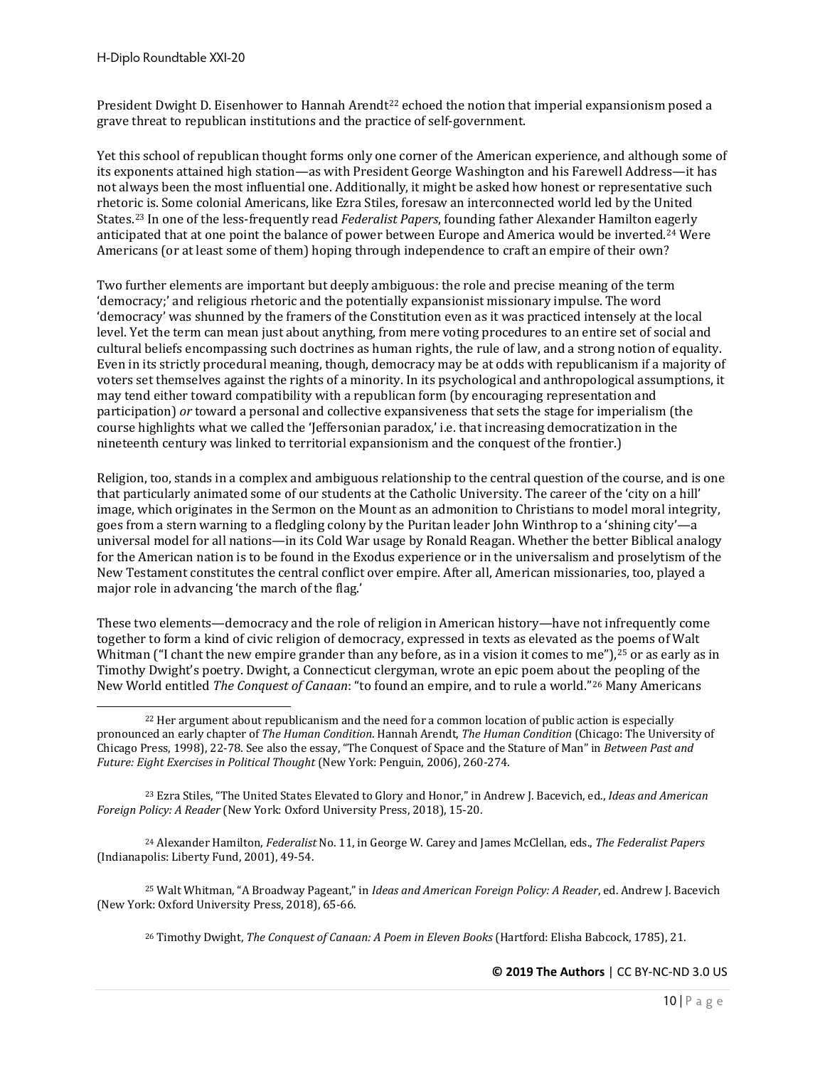President Dwight D. Eisenhower to Hannah Arendt[22] echoed the notion that imperial expansionism posed a grave threat to republican institutions and the practice of self-government.

Yet this school of republican thought forms only one corner of the American experience, and although some of its exponents attained high station—as with President George Washington and his Farewell Address—it has not always been the most influential one. Additionally, it might be asked how honest or representative such rhetoric is. Some colonial Americans, like Ezra Stiles, foresaw an interconnected world led by the United States.[23] In one of the less-frequently read *Federalist Papers*, founding father Alexander Hamilton eagerly anticipated that at one point the balance of power between Europe and America would be inverted.[24] Were Americans (or at least some of them) hoping through independence to craft an empire of their own?

Two further elements are important but deeply ambiguous: the role and precise meaning of the term 'democracy;' and religious rhetoric and the potentially expansionist missionary impulse. The word 'democracy' was shunned by the framers of the Constitution even as it was practiced intensely at the local level. Yet the term can mean just about anything, from mere voting procedures to an entire set of social and cultural beliefs encompassing such doctrines as human rights, the rule of law, and a strong notion of equality. Even in its strictly procedural meaning, though, democracy may be at odds with republicanism if a majority of voters set themselves against the rights of a minority. In its psychological and anthropological assumptions, it may tend either toward compatibility with a republican form (by encouraging representation and participation) *or* toward a personal and collective expansiveness that sets the stage for imperialism (the course highlights what we called the 'Jeffersonian paradox,' i.e. that increasing democratization in the nineteenth century was linked to territorial expansionism and the conquest of the frontier.)

Religion, too, stands in a complex and ambiguous relationship to the central question of the course, and is one that particularly animated some of our students at the Catholic University. The career of the 'city on a hill' image, which originates in the Sermon on the Mount as an admonition to Christians to model moral integrity, goes from a stern warning to a fledgling colony by the Puritan leader John Winthrop to a 'shining city'—a universal model for all nations—in its Cold War usage by Ronald Reagan. Whether the better Biblical analogy for the American nation is to be found in the Exodus experience or in the universalism and proselytism of the New Testament constitutes the central conflict over empire. After all, American missionaries, too, played a major role in advancing 'the march of the flag.'

These two elements—democracy and the role of religion in American history—have not infrequently come together to form a kind of civic religion of democracy, expressed in texts as elevated as the poems of Walt Whitman ("I chant the new empire grander than any before, as in a vision it comes to me"),[25] or as early as in Timothy Dwight's poetry. Dwight, a Connecticut clergyman, wrote an epic poem about the peopling of the New World entitled *The Conquest of Canaan*: "to found an empire, and to rule a world."[26] Many Americans

---

[22] Her argument about republicanism and the need for a common location of public action is especially pronounced an early chapter of *The Human Condition*. Hannah Arendt, *The Human Condition* (Chicago: The University of Chicago Press, 1998), 22-78. See also the essay, "The Conquest of Space and the Stature of Man" in *Between Past and Future: Eight Exercises in Political Thought* (New York: Penguin, 2006), 260-274.

[23] Ezra Stiles, "The United States Elevated to Glory and Honor," in Andrew J. Bacevich, ed., *Ideas and American Foreign Policy: A Reader* (New York: Oxford University Press, 2018), 15-20.

[24] Alexander Hamilton, *Federalist* No. 11, in George W. Carey and James McClellan, eds., *The Federalist Papers* (Indianapolis: Liberty Fund, 2001), 49-54.

[25] Walt Whitman, "A Broadway Pageant," in *Ideas and American Foreign Policy: A Reader*, ed. Andrew J. Bacevich (New York: Oxford University Press, 2018), 65-66.

[26] Timothy Dwight, *The Conquest of Canaan: A Poem in Eleven Books* (Hartford: Elisha Babcock, 1785), 21.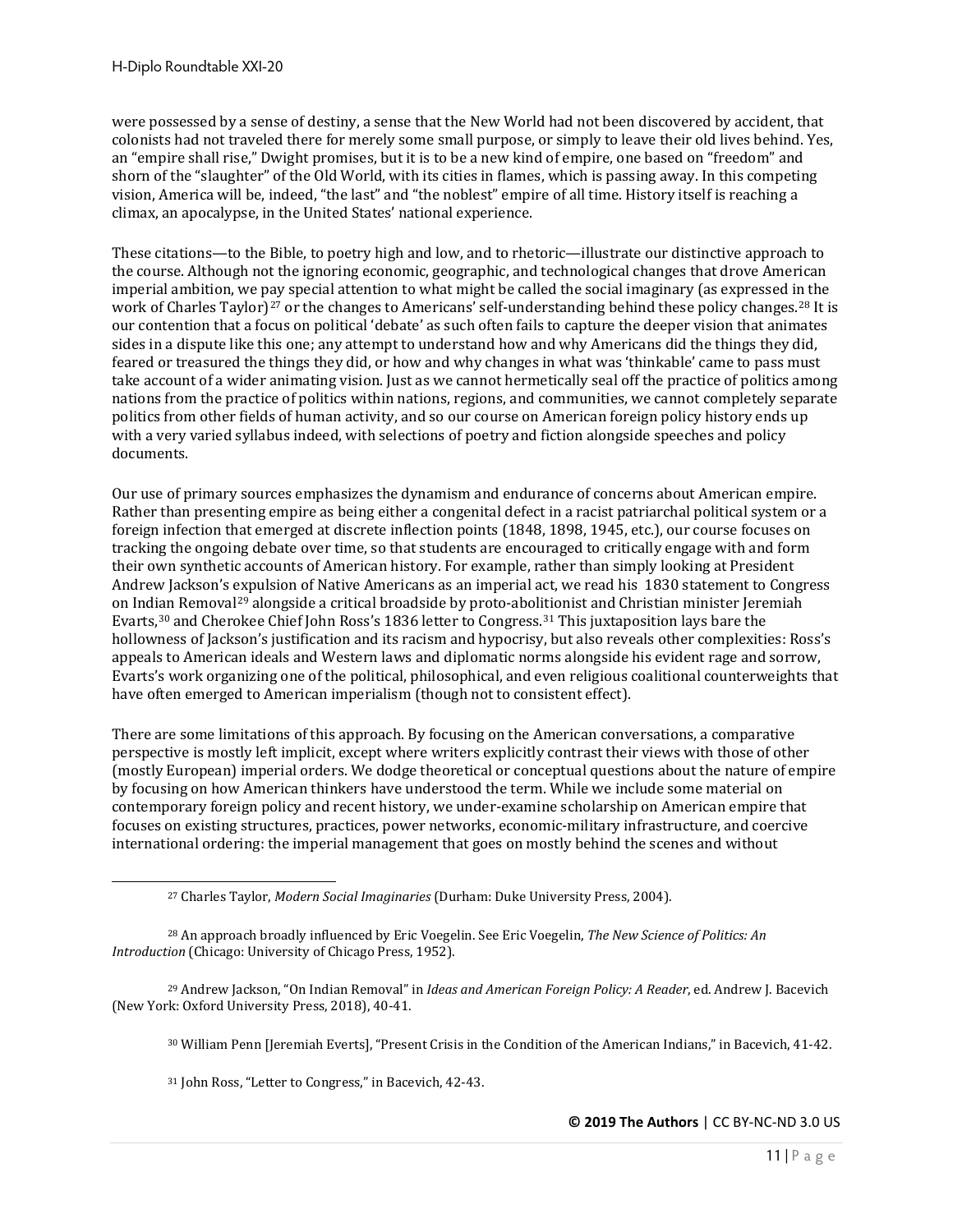were possessed by a sense of destiny, a sense that the New World had not been discovered by accident, that colonists had not traveled there for merely some small purpose, or simply to leave their old lives behind. Yes, an "empire shall rise," Dwight promises, but it is to be a new kind of empire, one based on "freedom" and shorn of the "slaughter" of the Old World, with its cities in flames, which is passing away. In this competing vision, America will be, indeed, "the last" and "the noblest" empire of all time. History itself is reaching a climax, an apocalypse, in the United States' national experience.

These citations—to the Bible, to poetry high and low, and to rhetoric—illustrate our distinctive approach to the course. Although not the ignoring economic, geographic, and technological changes that drove American imperial ambition, we pay special attention to what might be called the social imaginary (as expressed in the work of Charles Taylor)[27] or the changes to Americans' self-understanding behind these policy changes.[28] It is our contention that a focus on political 'debate' as such often fails to capture the deeper vision that animates sides in a dispute like this one; any attempt to understand how and why Americans did the things they did, feared or treasured the things they did, or how and why changes in what was 'thinkable' came to pass must take account of a wider animating vision. Just as we cannot hermetically seal off the practice of politics among nations from the practice of politics within nations, regions, and communities, we cannot completely separate politics from other fields of human activity, and so our course on American foreign policy history ends up with a very varied syllabus indeed, with selections of poetry and fiction alongside speeches and policy documents.

Our use of primary sources emphasizes the dynamism and endurance of concerns about American empire. Rather than presenting empire as being either a congenital defect in a racist patriarchal political system or a foreign infection that emerged at discrete inflection points (1848, 1898, 1945, etc.), our course focuses on tracking the ongoing debate over time, so that students are encouraged to critically engage with and form their own synthetic accounts of American history. For example, rather than simply looking at President Andrew Jackson's expulsion of Native Americans as an imperial act, we read his 1830 statement to Congress on Indian Removal[29] alongside a critical broadside by proto-abolitionist and Christian minister Jeremiah Evarts,[30] and Cherokee Chief John Ross's 1836 letter to Congress.[31] This juxtaposition lays bare the hollowness of Jackson's justification and its racism and hypocrisy, but also reveals other complexities: Ross's appeals to American ideals and Western laws and diplomatic norms alongside his evident rage and sorrow, Evarts's work organizing one of the political, philosophical, and even religious coalitional counterweights that have often emerged to American imperialism (though not to consistent effect).

There are some limitations of this approach. By focusing on the American conversations, a comparative perspective is mostly left implicit, except where writers explicitly contrast their views with those of other (mostly European) imperial orders. We dodge theoretical or conceptual questions about the nature of empire by focusing on how American thinkers have understood the term. While we include some material on contemporary foreign policy and recent history, we under-examine scholarship on American empire that focuses on existing structures, practices, power networks, economic-military infrastructure, and coercive international ordering: the imperial management that goes on mostly behind the scenes and without

---

[27] Charles Taylor, *Modern Social Imaginaries* (Durham: Duke University Press, 2004).

[28] An approach broadly influenced by Eric Voegelin. See Eric Voegelin, *The New Science of Politics: An Introduction* (Chicago: University of Chicago Press, 1952).

[29] Andrew Jackson, "On Indian Removal" in *Ideas and American Foreign Policy: A Reader*, ed. Andrew J. Bacevich (New York: Oxford University Press, 2018), 40-41.

[30] William Penn [Jeremiah Everts], "Present Crisis in the Condition of the American Indians," in Bacevich, 41-42.

[31] John Ross, "Letter to Congress," in Bacevich, 42-43.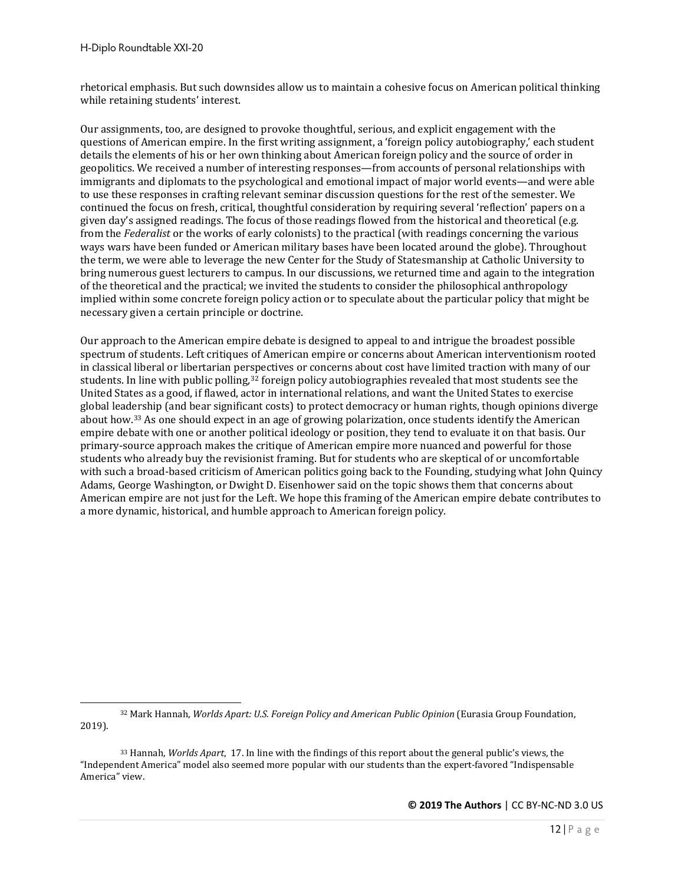rhetorical emphasis. But such downsides allow us to maintain a cohesive focus on American political thinking while retaining students' interest.

Our assignments, too, are designed to provoke thoughtful, serious, and explicit engagement with the questions of American empire. In the first writing assignment, a 'foreign policy autobiography,' each student details the elements of his or her own thinking about American foreign policy and the source of order in geopolitics. We received a number of interesting responses—from accounts of personal relationships with immigrants and diplomats to the psychological and emotional impact of major world events—and were able to use these responses in crafting relevant seminar discussion questions for the rest of the semester. We continued the focus on fresh, critical, thoughtful consideration by requiring several 'reflection' papers on a given day's assigned readings. The focus of those readings flowed from the historical and theoretical (e.g. from the *Federalist* or the works of early colonists) to the practical (with readings concerning the various ways wars have been funded or American military bases have been located around the globe). Throughout the term, we were able to leverage the new Center for the Study of Statesmanship at Catholic University to bring numerous guest lecturers to campus. In our discussions, we returned time and again to the integration of the theoretical and the practical; we invited the students to consider the philosophical anthropology implied within some concrete foreign policy action or to speculate about the particular policy that might be necessary given a certain principle or doctrine.

Our approach to the American empire debate is designed to appeal to and intrigue the broadest possible spectrum of students. Left critiques of American empire or concerns about American interventionism rooted in classical liberal or libertarian perspectives or concerns about cost have limited traction with many of our students. In line with public polling,[32] foreign policy autobiographies revealed that most students see the United States as a good, if flawed, actor in international relations, and want the United States to exercise global leadership (and bear significant costs) to protect democracy or human rights, though opinions diverge about how.[33] As one should expect in an age of growing polarization, once students identify the American empire debate with one or another political ideology or position, they tend to evaluate it on that basis. Our primary-source approach makes the critique of American empire more nuanced and powerful for those students who already buy the revisionist framing. But for students who are skeptical of or uncomfortable with such a broad-based criticism of American politics going back to the Founding, studying what John Quincy Adams, George Washington, or Dwight D. Eisenhower said on the topic shows them that concerns about American empire are not just for the Left. We hope this framing of the American empire debate contributes to a more dynamic, historical, and humble approach to American foreign policy.

---

[32] Mark Hannah, *Worlds Apart: U.S. Foreign Policy and American Public Opinion* (Eurasia Group Foundation, 2019).

[33] Hannah, *Worlds Apart*, 17. In line with the findings of this report about the general public's views, the "Independent America" model also seemed more popular with our students than the expert-favored "Indispensable America" view.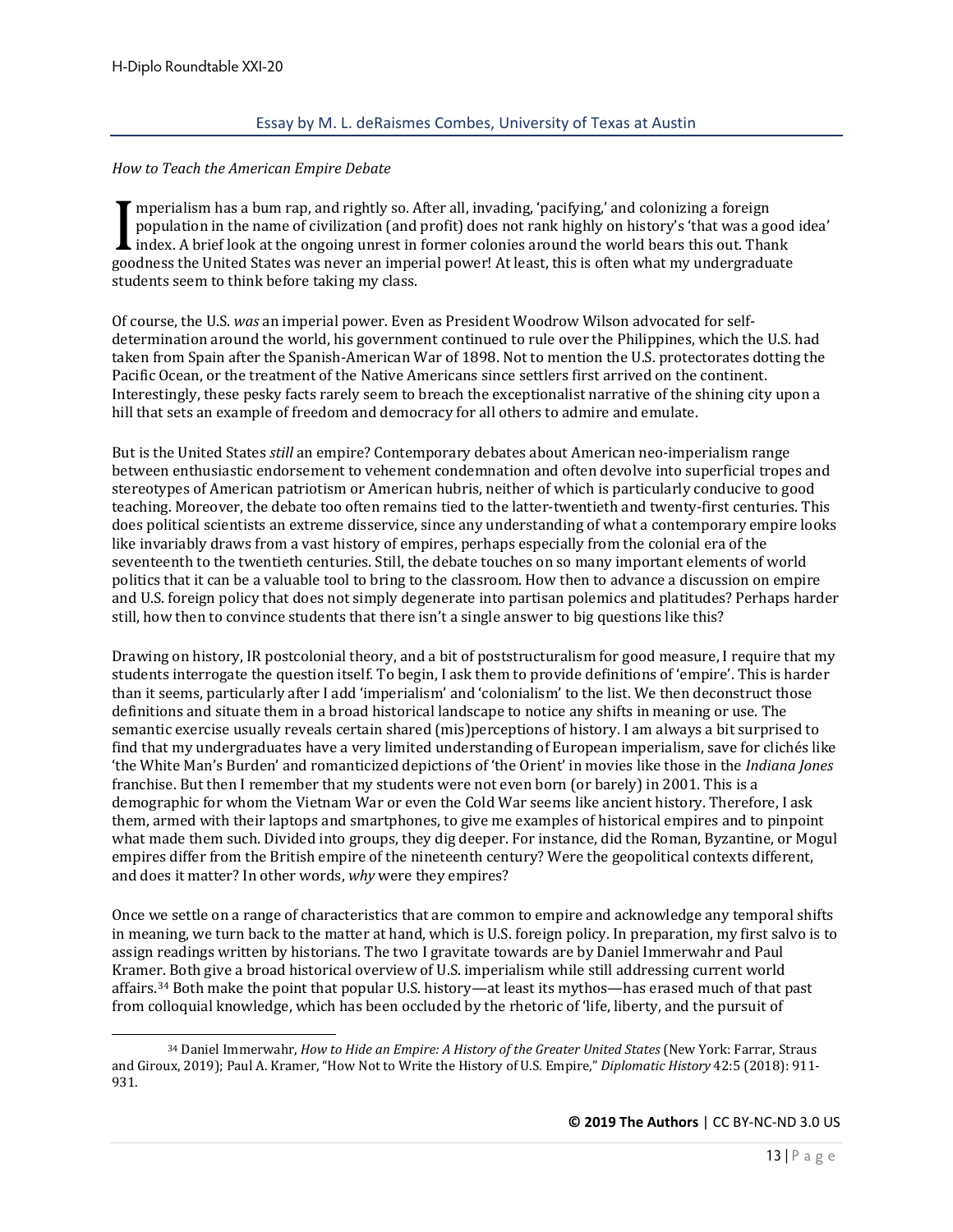## Essay by M. L. deRaismes Combes, University of Texas at Austin

*How to Teach the American Empire Debate*

Imperialism has a bum rap, and rightly so. After all, invading, 'pacifying,' and colonizing a foreign population in the name of civilization (and profit) does not rank highly on history's 'that was a good idea' index. A brief look at the ongoing unrest in former colonies around the world bears this out. Thank goodness the United States was never an imperial power! At least, this is often what my undergraduate students seem to think before taking my class.

Of course, the U.S. *was* an imperial power. Even as President Woodrow Wilson advocated for self-determination around the world, his government continued to rule over the Philippines, which the U.S. had taken from Spain after the Spanish-American War of 1898. Not to mention the U.S. protectorates dotting the Pacific Ocean, or the treatment of the Native Americans since settlers first arrived on the continent. Interestingly, these pesky facts rarely seem to breach the exceptionalist narrative of the shining city upon a hill that sets an example of freedom and democracy for all others to admire and emulate.

But is the United States *still* an empire? Contemporary debates about American neo-imperialism range between enthusiastic endorsement to vehement condemnation and often devolve into superficial tropes and stereotypes of American patriotism or American hubris, neither of which is particularly conducive to good teaching. Moreover, the debate too often remains tied to the latter-twentieth and twenty-first centuries. This does political scientists an extreme disservice, since any understanding of what a contemporary empire looks like invariably draws from a vast history of empires, perhaps especially from the colonial era of the seventeenth to the twentieth centuries. Still, the debate touches on so many important elements of world politics that it can be a valuable tool to bring to the classroom. How then to advance a discussion on empire and U.S. foreign policy that does not simply degenerate into partisan polemics and platitudes? Perhaps harder still, how then to convince students that there isn't a single answer to big questions like this?

Drawing on history, IR postcolonial theory, and a bit of poststructuralism for good measure, I require that my students interrogate the question itself. To begin, I ask them to provide definitions of 'empire'. This is harder than it seems, particularly after I add 'imperialism' and 'colonialism' to the list. We then deconstruct those definitions and situate them in a broad historical landscape to notice any shifts in meaning or use. The semantic exercise usually reveals certain shared (mis)perceptions of history. I am always a bit surprised to find that my undergraduates have a very limited understanding of European imperialism, save for clichés like 'the White Man's Burden' and romanticized depictions of 'the Orient' in movies like those in the *Indiana Jones* franchise. But then I remember that my students were not even born (or barely) in 2001. This is a demographic for whom the Vietnam War or even the Cold War seems like ancient history. Therefore, I ask them, armed with their laptops and smartphones, to give me examples of historical empires and to pinpoint what made them such. Divided into groups, they dig deeper. For instance, did the Roman, Byzantine, or Mogul empires differ from the British empire of the nineteenth century? Were the geopolitical contexts different, and does it matter? In other words, *why* were they empires?

Once we settle on a range of characteristics that are common to empire and acknowledge any temporal shifts in meaning, we turn back to the matter at hand, which is U.S. foreign policy. In preparation, my first salvo is to assign readings written by historians. The two I gravitate towards are by Daniel Immerwahr and Paul Kramer. Both give a broad historical overview of U.S. imperialism while still addressing current world affairs.[34] Both make the point that popular U.S. history—at least its mythos—has erased much of that past from colloquial knowledge, which has been occluded by the rhetoric of 'life, liberty, and the pursuit of

[34] Daniel Immerwahr, *How to Hide an Empire: A History of the Greater United States* (New York: Farrar, Straus and Giroux, 2019); Paul A. Kramer, "How Not to Write the History of U.S. Empire," *Diplomatic History* 42:5 (2018): 911-931.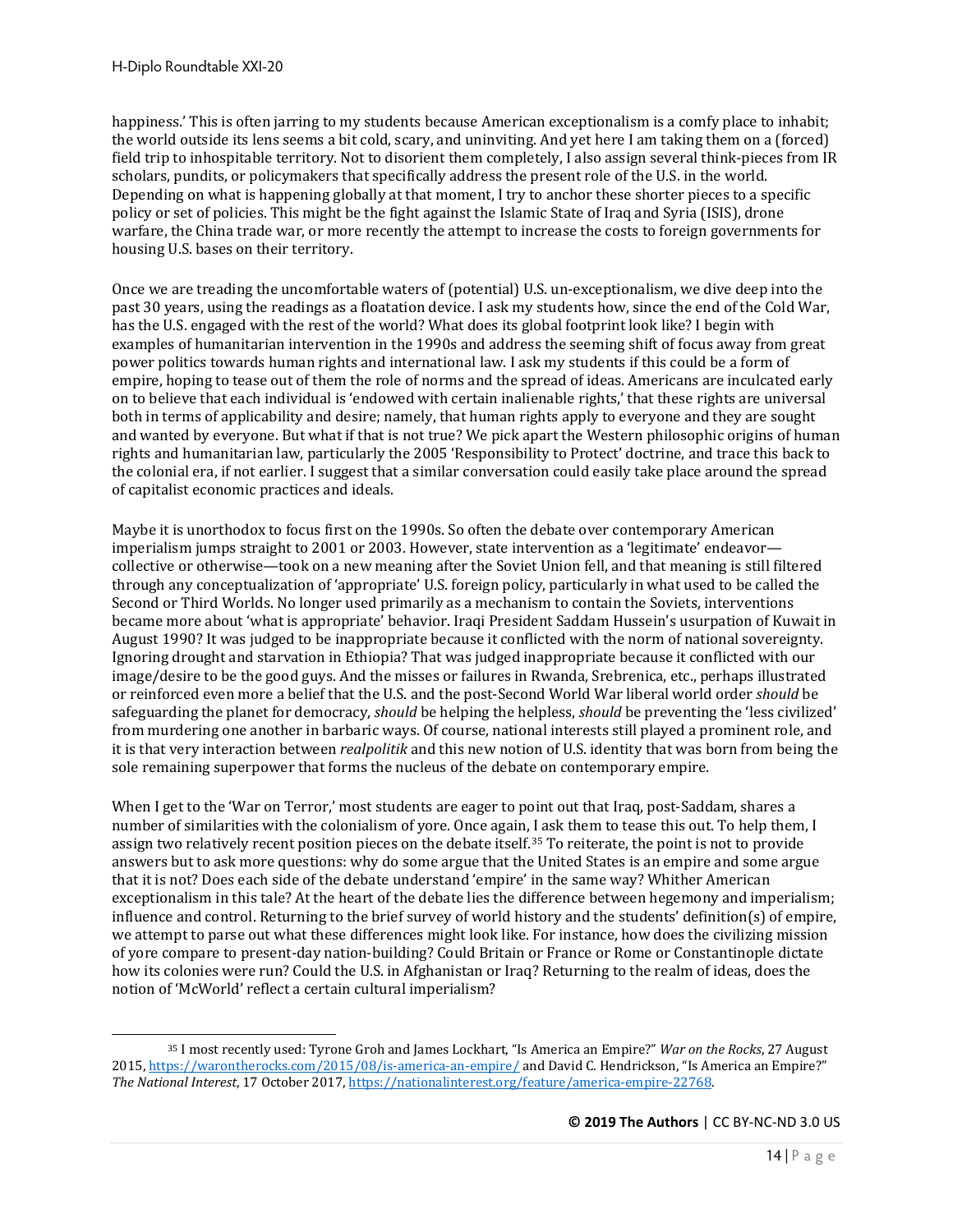happiness.' This is often jarring to my students because American exceptionalism is a comfy place to inhabit; the world outside its lens seems a bit cold, scary, and uninviting. And yet here I am taking them on a (forced) field trip to inhospitable territory. Not to disorient them completely, I also assign several think-pieces from IR scholars, pundits, or policymakers that specifically address the present role of the U.S. in the world. Depending on what is happening globally at that moment, I try to anchor these shorter pieces to a specific policy or set of policies. This might be the fight against the Islamic State of Iraq and Syria (ISIS), drone warfare, the China trade war, or more recently the attempt to increase the costs to foreign governments for housing U.S. bases on their territory.

Once we are treading the uncomfortable waters of (potential) U.S. un-exceptionalism, we dive deep into the past 30 years, using the readings as a floatation device. I ask my students how, since the end of the Cold War, has the U.S. engaged with the rest of the world? What does its global footprint look like? I begin with examples of humanitarian intervention in the 1990s and address the seeming shift of focus away from great power politics towards human rights and international law. I ask my students if this could be a form of empire, hoping to tease out of them the role of norms and the spread of ideas. Americans are inculcated early on to believe that each individual is 'endowed with certain inalienable rights,' that these rights are universal both in terms of applicability and desire; namely, that human rights apply to everyone and they are sought and wanted by everyone. But what if that is not true? We pick apart the Western philosophic origins of human rights and humanitarian law, particularly the 2005 'Responsibility to Protect' doctrine, and trace this back to the colonial era, if not earlier. I suggest that a similar conversation could easily take place around the spread of capitalist economic practices and ideals.

Maybe it is unorthodox to focus first on the 1990s. So often the debate over contemporary American imperialism jumps straight to 2001 or 2003. However, state intervention as a 'legitimate' endeavor—collective or otherwise—took on a new meaning after the Soviet Union fell, and that meaning is still filtered through any conceptualization of 'appropriate' U.S. foreign policy, particularly in what used to be called the Second or Third Worlds. No longer used primarily as a mechanism to contain the Soviets, interventions became more about 'what is appropriate' behavior. Iraqi President Saddam Hussein's usurpation of Kuwait in August 1990? It was judged to be inappropriate because it conflicted with the norm of national sovereignty. Ignoring drought and starvation in Ethiopia? That was judged inappropriate because it conflicted with our image/desire to be the good guys. And the misses or failures in Rwanda, Srebrenica, etc., perhaps illustrated or reinforced even more a belief that the U.S. and the post-Second World War liberal world order *should* be safeguarding the planet for democracy, *should* be helping the helpless, *should* be preventing the 'less civilized' from murdering one another in barbaric ways. Of course, national interests still played a prominent role, and it is that very interaction between *realpolitik* and this new notion of U.S. identity that was born from being the sole remaining superpower that forms the nucleus of the debate on contemporary empire.

When I get to the 'War on Terror,' most students are eager to point out that Iraq, post-Saddam, shares a number of similarities with the colonialism of yore. Once again, I ask them to tease this out. To help them, I assign two relatively recent position pieces on the debate itself.[35] To reiterate, the point is not to provide answers but to ask more questions: why do some argue that the United States is an empire and some argue that it is not? Does each side of the debate understand 'empire' in the same way? Whither American exceptionalism in this tale? At the heart of the debate lies the difference between hegemony and imperialism; influence and control. Returning to the brief survey of world history and the students' definition(s) of empire, we attempt to parse out what these differences might look like. For instance, how does the civilizing mission of yore compare to present-day nation-building? Could Britain or France or Rome or Constantinople dictate how its colonies were run? Could the U.S. in Afghanistan or Iraq? Returning to the realm of ideas, does the notion of 'McWorld' reflect a certain cultural imperialism?

[35] I most recently used: Tyrone Groh and James Lockhart, "Is America an Empire?" *War on the Rocks*, 27 August 2015, https://warontherocks.com/2015/08/is-america-an-empire/ and David C. Hendrickson, "Is America an Empire?" *The National Interest*, 17 October 2017, https://nationalinterest.org/feature/america-empire-22768.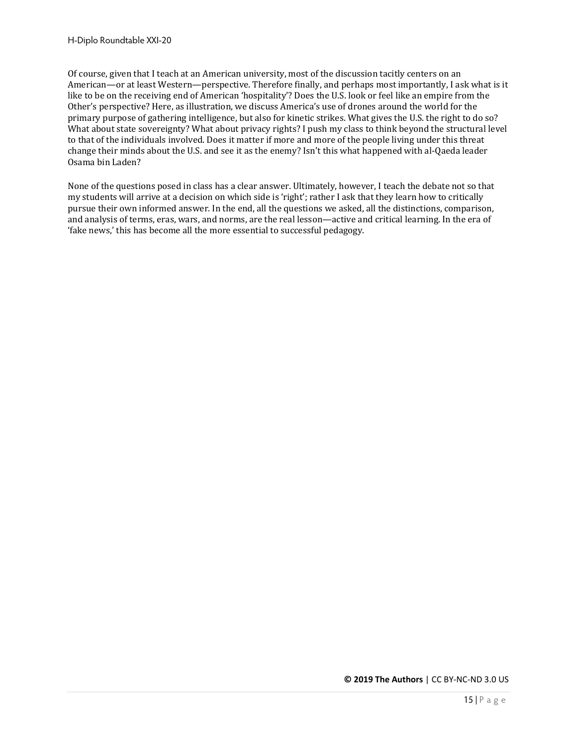Of course, given that I teach at an American university, most of the discussion tacitly centers on an American—or at least Western—perspective. Therefore finally, and perhaps most importantly, I ask what is it like to be on the receiving end of American 'hospitality'? Does the U.S. look or feel like an empire from the Other's perspective? Here, as illustration, we discuss America's use of drones around the world for the primary purpose of gathering intelligence, but also for kinetic strikes. What gives the U.S. the right to do so? What about state sovereignty? What about privacy rights? I push my class to think beyond the structural level to that of the individuals involved. Does it matter if more and more of the people living under this threat change their minds about the U.S. and see it as the enemy? Isn't this what happened with al-Qaeda leader Osama bin Laden?

None of the questions posed in class has a clear answer. Ultimately, however, I teach the debate not so that my students will arrive at a decision on which side is 'right'; rather I ask that they learn how to critically pursue their own informed answer. In the end, all the questions we asked, all the distinctions, comparison, and analysis of terms, eras, wars, and norms, are the real lesson—active and critical learning. In the era of 'fake news,' this has become all the more essential to successful pedagogy.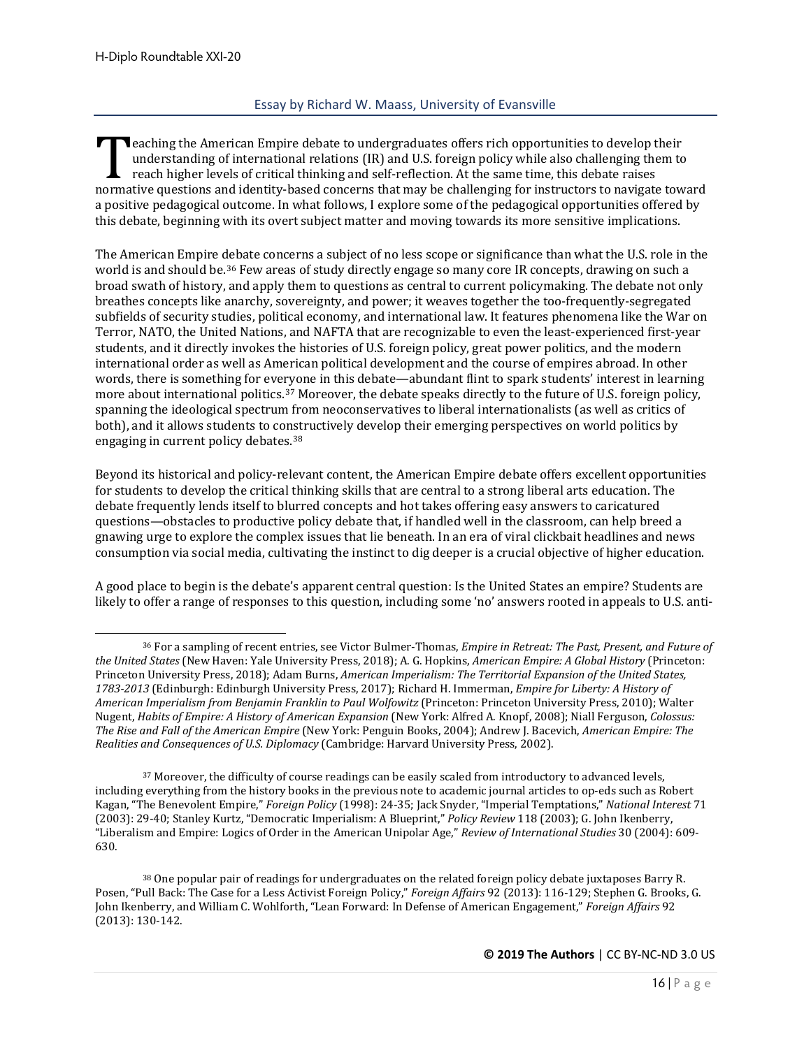## Essay by Richard W. Maass, University of Evansville

Teaching the American Empire debate to undergraduates offers rich opportunities to develop their understanding of international relations (IR) and U.S. foreign policy while also challenging them to reach higher levels of critical thinking and self-reflection. At the same time, this debate raises normative questions and identity-based concerns that may be challenging for instructors to navigate toward a positive pedagogical outcome. In what follows, I explore some of the pedagogical opportunities offered by this debate, beginning with its overt subject matter and moving towards its more sensitive implications.

The American Empire debate concerns a subject of no less scope or significance than what the U.S. role in the world is and should be.[36] Few areas of study directly engage so many core IR concepts, drawing on such a broad swath of history, and apply them to questions as central to current policymaking. The debate not only breathes concepts like anarchy, sovereignty, and power; it weaves together the too-frequently-segregated subfields of security studies, political economy, and international law. It features phenomena like the War on Terror, NATO, the United Nations, and NAFTA that are recognizable to even the least-experienced first-year students, and it directly invokes the histories of U.S. foreign policy, great power politics, and the modern international order as well as American political development and the course of empires abroad. In other words, there is something for everyone in this debate—abundant flint to spark students' interest in learning more about international politics.[37] Moreover, the debate speaks directly to the future of U.S. foreign policy, spanning the ideological spectrum from neoconservatives to liberal internationalists (as well as critics of both), and it allows students to constructively develop their emerging perspectives on world politics by engaging in current policy debates.[38]

Beyond its historical and policy-relevant content, the American Empire debate offers excellent opportunities for students to develop the critical thinking skills that are central to a strong liberal arts education. The debate frequently lends itself to blurred concepts and hot takes offering easy answers to caricatured questions—obstacles to productive policy debate that, if handled well in the classroom, can help breed a gnawing urge to explore the complex issues that lie beneath. In an era of viral clickbait headlines and news consumption via social media, cultivating the instinct to dig deeper is a crucial objective of higher education.

A good place to begin is the debate's apparent central question: Is the United States an empire? Students are likely to offer a range of responses to this question, including some 'no' answers rooted in appeals to U.S. anti-

---

[36] For a sampling of recent entries, see Victor Bulmer-Thomas, *Empire in Retreat: The Past, Present, and Future of the United States* (New Haven: Yale University Press, 2018); A. G. Hopkins, *American Empire: A Global History* (Princeton: Princeton University Press, 2018); Adam Burns, *American Imperialism: The Territorial Expansion of the United States, 1783-2013* (Edinburgh: Edinburgh University Press, 2017); Richard H. Immerman, *Empire for Liberty: A History of American Imperialism from Benjamin Franklin to Paul Wolfowitz* (Princeton: Princeton University Press, 2010); Walter Nugent, *Habits of Empire: A History of American Expansion* (New York: Alfred A. Knopf, 2008); Niall Ferguson, *Colossus: The Rise and Fall of the American Empire* (New York: Penguin Books, 2004); Andrew J. Bacevich, *American Empire: The Realities and Consequences of U.S. Diplomacy* (Cambridge: Harvard University Press, 2002).

[37] Moreover, the difficulty of course readings can be easily scaled from introductory to advanced levels, including everything from the history books in the previous note to academic journal articles to op-eds such as Robert Kagan, "The Benevolent Empire," *Foreign Policy* (1998): 24-35; Jack Snyder, "Imperial Temptations," *National Interest* 71 (2003): 29-40; Stanley Kurtz, "Democratic Imperialism: A Blueprint," *Policy Review* 118 (2003); G. John Ikenberry, "Liberalism and Empire: Logics of Order in the American Unipolar Age," *Review of International Studies* 30 (2004): 609-630.

[38] One popular pair of readings for undergraduates on the related foreign policy debate juxtaposes Barry R. Posen, "Pull Back: The Case for a Less Activist Foreign Policy," *Foreign Affairs* 92 (2013): 116-129; Stephen G. Brooks, G. John Ikenberry, and William C. Wohlforth, "Lean Forward: In Defense of American Engagement," *Foreign Affairs* 92 (2013): 130-142.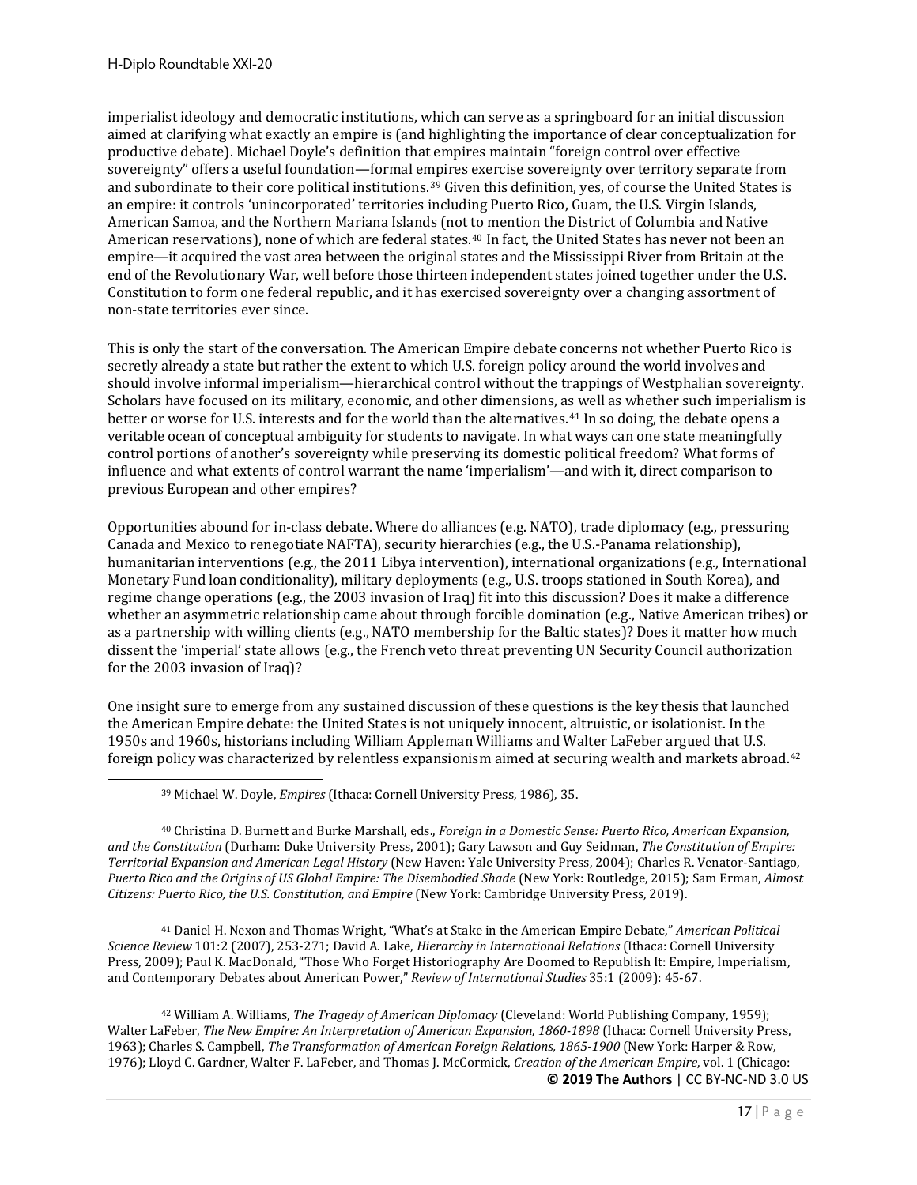imperialist ideology and democratic institutions, which can serve as a springboard for an initial discussion aimed at clarifying what exactly an empire is (and highlighting the importance of clear conceptualization for productive debate). Michael Doyle's definition that empires maintain "foreign control over effective sovereignty" offers a useful foundation—formal empires exercise sovereignty over territory separate from and subordinate to their core political institutions.[39] Given this definition, yes, of course the United States is an empire: it controls 'unincorporated' territories including Puerto Rico, Guam, the U.S. Virgin Islands, American Samoa, and the Northern Mariana Islands (not to mention the District of Columbia and Native American reservations), none of which are federal states.[40] In fact, the United States has never not been an empire—it acquired the vast area between the original states and the Mississippi River from Britain at the end of the Revolutionary War, well before those thirteen independent states joined together under the U.S. Constitution to form one federal republic, and it has exercised sovereignty over a changing assortment of non-state territories ever since.

This is only the start of the conversation. The American Empire debate concerns not whether Puerto Rico is secretly already a state but rather the extent to which U.S. foreign policy around the world involves and should involve informal imperialism—hierarchical control without the trappings of Westphalian sovereignty. Scholars have focused on its military, economic, and other dimensions, as well as whether such imperialism is better or worse for U.S. interests and for the world than the alternatives.[41] In so doing, the debate opens a veritable ocean of conceptual ambiguity for students to navigate. In what ways can one state meaningfully control portions of another's sovereignty while preserving its domestic political freedom? What forms of influence and what extents of control warrant the name 'imperialism'—and with it, direct comparison to previous European and other empires?

Opportunities abound for in-class debate. Where do alliances (e.g. NATO), trade diplomacy (e.g., pressuring Canada and Mexico to renegotiate NAFTA), security hierarchies (e.g., the U.S.-Panama relationship), humanitarian interventions (e.g., the 2011 Libya intervention), international organizations (e.g., International Monetary Fund loan conditionality), military deployments (e.g., U.S. troops stationed in South Korea), and regime change operations (e.g., the 2003 invasion of Iraq) fit into this discussion? Does it make a difference whether an asymmetric relationship came about through forcible domination (e.g., Native American tribes) or as a partnership with willing clients (e.g., NATO membership for the Baltic states)? Does it matter how much dissent the 'imperial' state allows (e.g., the French veto threat preventing UN Security Council authorization for the 2003 invasion of Iraq)?

One insight sure to emerge from any sustained discussion of these questions is the key thesis that launched the American Empire debate: the United States is not uniquely innocent, altruistic, or isolationist. In the 1950s and 1960s, historians including William Appleman Williams and Walter LaFeber argued that U.S. foreign policy was characterized by relentless expansionism aimed at securing wealth and markets abroad.[42]

---

[39] Michael W. Doyle, *Empires* (Ithaca: Cornell University Press, 1986), 35.

[40] Christina D. Burnett and Burke Marshall, eds., *Foreign in a Domestic Sense: Puerto Rico, American Expansion, and the Constitution* (Durham: Duke University Press, 2001); Gary Lawson and Guy Seidman, *The Constitution of Empire: Territorial Expansion and American Legal History* (New Haven: Yale University Press, 2004); Charles R. Venator-Santiago, *Puerto Rico and the Origins of US Global Empire: The Disembodied Shade* (New York: Routledge, 2015); Sam Erman, *Almost Citizens: Puerto Rico, the U.S. Constitution, and Empire* (New York: Cambridge University Press, 2019).

[41] Daniel H. Nexon and Thomas Wright, "What's at Stake in the American Empire Debate," *American Political Science Review* 101:2 (2007), 253-271; David A. Lake, *Hierarchy in International Relations* (Ithaca: Cornell University Press, 2009); Paul K. MacDonald, "Those Who Forget Historiography Are Doomed to Republish It: Empire, Imperialism, and Contemporary Debates about American Power," *Review of International Studies* 35:1 (2009): 45-67.

[42] William A. Williams, *The Tragedy of American Diplomacy* (Cleveland: World Publishing Company, 1959); Walter LaFeber, *The New Empire: An Interpretation of American Expansion, 1860-1898* (Ithaca: Cornell University Press, 1963); Charles S. Campbell, *The Transformation of American Foreign Relations, 1865-1900* (New York: Harper & Row, 1976); Lloyd C. Gardner, Walter F. LaFeber, and Thomas J. McCormick, *Creation of the American Empire*, vol. 1 (Chicago: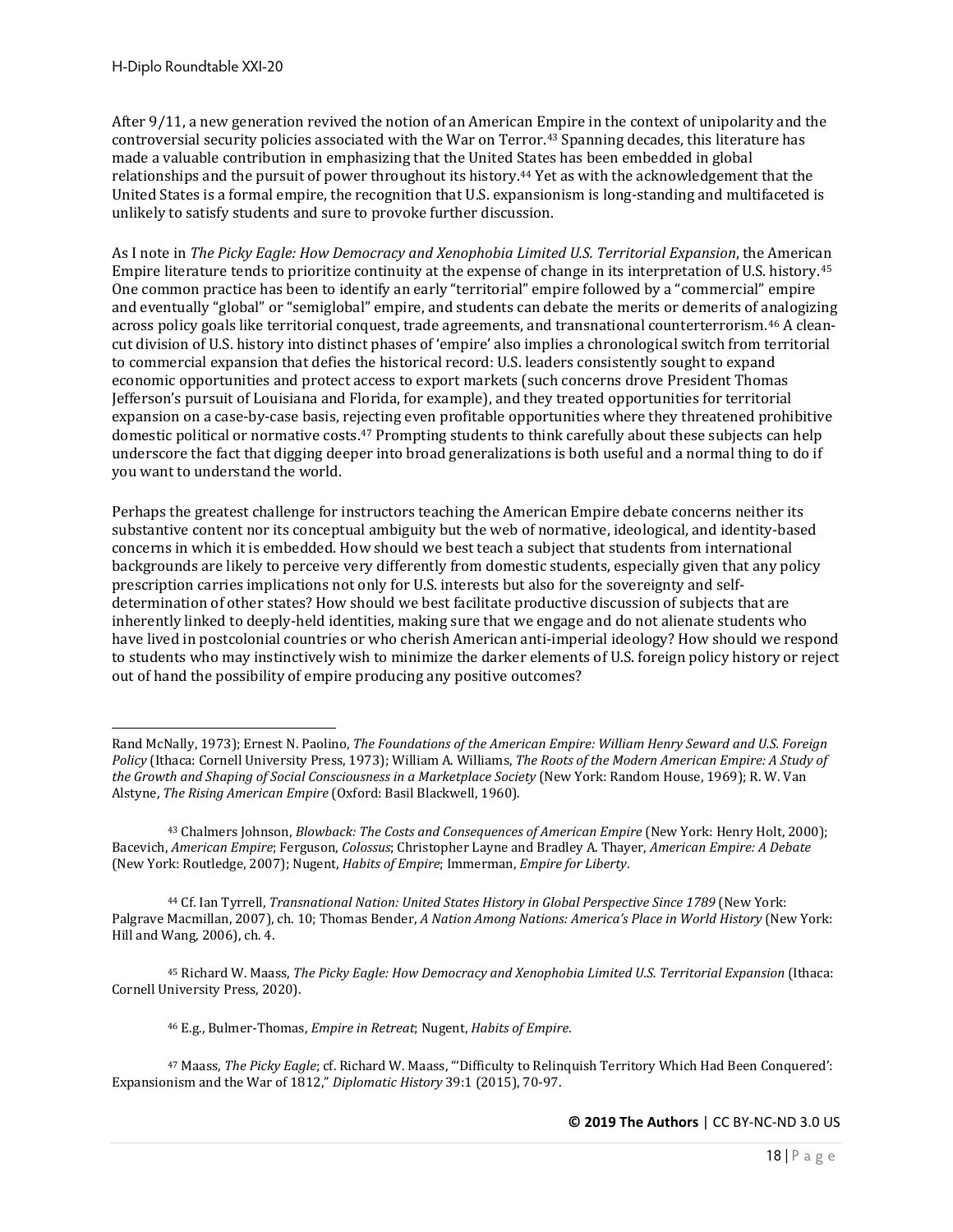After 9/11, a new generation revived the notion of an American Empire in the context of unipolarity and the controversial security policies associated with the War on Terror.[43] Spanning decades, this literature has made a valuable contribution in emphasizing that the United States has been embedded in global relationships and the pursuit of power throughout its history.[44] Yet as with the acknowledgement that the United States is a formal empire, the recognition that U.S. expansionism is long-standing and multifaceted is unlikely to satisfy students and sure to provoke further discussion.

As I note in *The Picky Eagle: How Democracy and Xenophobia Limited U.S. Territorial Expansion*, the American Empire literature tends to prioritize continuity at the expense of change in its interpretation of U.S. history.[45] One common practice has been to identify an early "territorial" empire followed by a "commercial" empire and eventually "global" or "semiglobal" empire, and students can debate the merits or demerits of analogizing across policy goals like territorial conquest, trade agreements, and transnational counterterrorism.[46] A clean-cut division of U.S. history into distinct phases of 'empire' also implies a chronological switch from territorial to commercial expansion that defies the historical record: U.S. leaders consistently sought to expand economic opportunities and protect access to export markets (such concerns drove President Thomas Jefferson's pursuit of Louisiana and Florida, for example), and they treated opportunities for territorial expansion on a case-by-case basis, rejecting even profitable opportunities where they threatened prohibitive domestic political or normative costs.[47] Prompting students to think carefully about these subjects can help underscore the fact that digging deeper into broad generalizations is both useful and a normal thing to do if you want to understand the world.

Perhaps the greatest challenge for instructors teaching the American Empire debate concerns neither its substantive content nor its conceptual ambiguity but the web of normative, ideological, and identity-based concerns in which it is embedded. How should we best teach a subject that students from international backgrounds are likely to perceive very differently from domestic students, especially given that any policy prescription carries implications not only for U.S. interests but also for the sovereignty and self-determination of other states? How should we best facilitate productive discussion of subjects that are inherently linked to deeply-held identities, making sure that we engage and do not alienate students who have lived in postcolonial countries or who cherish American anti-imperial ideology? How should we respond to students who may instinctively wish to minimize the darker elements of U.S. foreign policy history or reject out of hand the possibility of empire producing any positive outcomes?

---

Rand McNally, 1973); Ernest N. Paolino, *The Foundations of the American Empire: William Henry Seward and U.S. Foreign Policy* (Ithaca: Cornell University Press, 1973); William A. Williams, *The Roots of the Modern American Empire: A Study of the Growth and Shaping of Social Consciousness in a Marketplace Society* (New York: Random House, 1969); R. W. Van Alstyne, *The Rising American Empire* (Oxford: Basil Blackwell, 1960).

[43] Chalmers Johnson, *Blowback: The Costs and Consequences of American Empire* (New York: Henry Holt, 2000); Bacevich, *American Empire*; Ferguson, *Colossus*; Christopher Layne and Bradley A. Thayer, *American Empire: A Debate* (New York: Routledge, 2007); Nugent, *Habits of Empire*; Immerman, *Empire for Liberty*.

[44] Cf. Ian Tyrrell, *Transnational Nation: United States History in Global Perspective Since 1789* (New York: Palgrave Macmillan, 2007), ch. 10; Thomas Bender, *A Nation Among Nations: America's Place in World History* (New York: Hill and Wang, 2006), ch. 4.

[45] Richard W. Maass, *The Picky Eagle: How Democracy and Xenophobia Limited U.S. Territorial Expansion* (Ithaca: Cornell University Press, 2020).

[46] E.g., Bulmer-Thomas, *Empire in Retreat*; Nugent, *Habits of Empire*.

[47] Maass, *The Picky Eagle*; cf. Richard W. Maass, "'Difficulty to Relinquish Territory Which Had Been Conquered': Expansionism and the War of 1812," *Diplomatic History* 39:1 (2015), 70-97.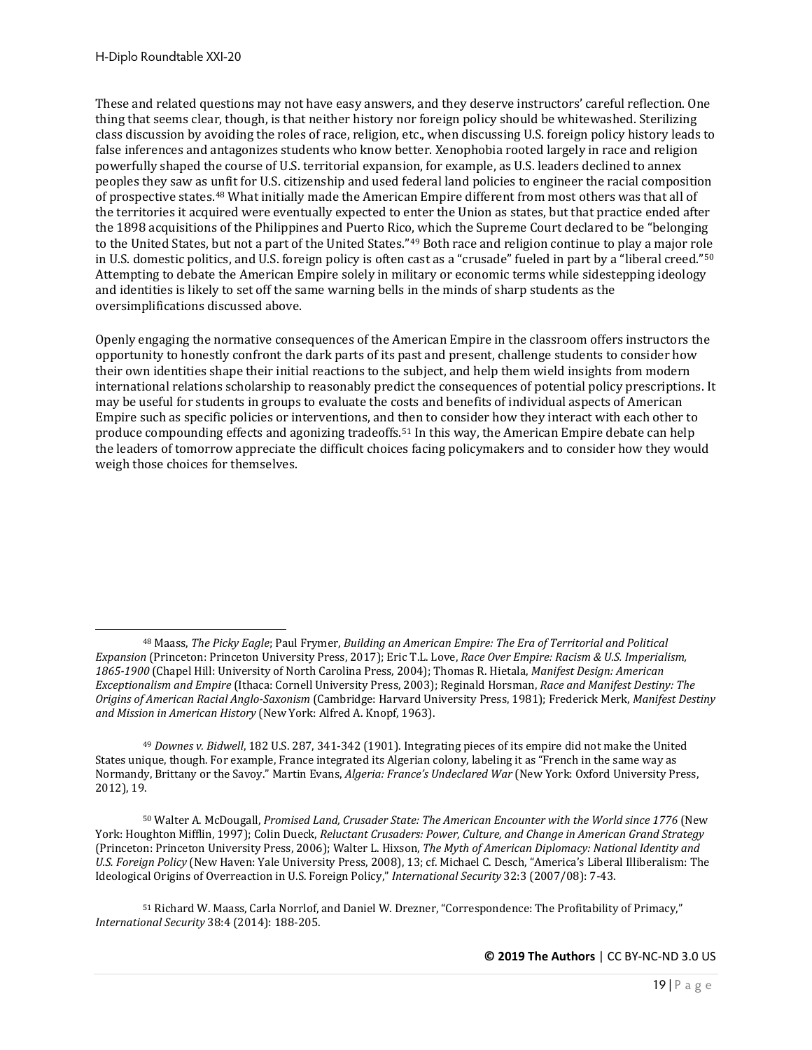These and related questions may not have easy answers, and they deserve instructors' careful reflection. One thing that seems clear, though, is that neither history nor foreign policy should be whitewashed. Sterilizing class discussion by avoiding the roles of race, religion, etc., when discussing U.S. foreign policy history leads to false inferences and antagonizes students who know better. Xenophobia rooted largely in race and religion powerfully shaped the course of U.S. territorial expansion, for example, as U.S. leaders declined to annex peoples they saw as unfit for U.S. citizenship and used federal land policies to engineer the racial composition of prospective states.[48] What initially made the American Empire different from most others was that all of the territories it acquired were eventually expected to enter the Union as states, but that practice ended after the 1898 acquisitions of the Philippines and Puerto Rico, which the Supreme Court declared to be "belonging to the United States, but not a part of the United States."[49] Both race and religion continue to play a major role in U.S. domestic politics, and U.S. foreign policy is often cast as a "crusade" fueled in part by a "liberal creed."[50] Attempting to debate the American Empire solely in military or economic terms while sidestepping ideology and identities is likely to set off the same warning bells in the minds of sharp students as the oversimplifications discussed above.

Openly engaging the normative consequences of the American Empire in the classroom offers instructors the opportunity to honestly confront the dark parts of its past and present, challenge students to consider how their own identities shape their initial reactions to the subject, and help them wield insights from modern international relations scholarship to reasonably predict the consequences of potential policy prescriptions. It may be useful for students in groups to evaluate the costs and benefits of individual aspects of American Empire such as specific policies or interventions, and then to consider how they interact with each other to produce compounding effects and agonizing tradeoffs.[51] In this way, the American Empire debate can help the leaders of tomorrow appreciate the difficult choices facing policymakers and to consider how they would weigh those choices for themselves.

---

[48] Maass, *The Picky Eagle*; Paul Frymer, *Building an American Empire: The Era of Territorial and Political Expansion* (Princeton: Princeton University Press, 2017); Eric T.L. Love, *Race Over Empire: Racism & U.S. Imperialism, 1865-1900* (Chapel Hill: University of North Carolina Press, 2004); Thomas R. Hietala, *Manifest Design: American Exceptionalism and Empire* (Ithaca: Cornell University Press, 2003); Reginald Horsman, *Race and Manifest Destiny: The Origins of American Racial Anglo-Saxonism* (Cambridge: Harvard University Press, 1981); Frederick Merk, *Manifest Destiny and Mission in American History* (New York: Alfred A. Knopf, 1963).

[49] *Downes v. Bidwell*, 182 U.S. 287, 341-342 (1901). Integrating pieces of its empire did not make the United States unique, though. For example, France integrated its Algerian colony, labeling it as "French in the same way as Normandy, Brittany or the Savoy." Martin Evans, *Algeria: France's Undeclared War* (New York: Oxford University Press, 2012), 19.

[50] Walter A. McDougall, *Promised Land, Crusader State: The American Encounter with the World since 1776* (New York: Houghton Mifflin, 1997); Colin Dueck, *Reluctant Crusaders: Power, Culture, and Change in American Grand Strategy* (Princeton: Princeton University Press, 2006); Walter L. Hixson, *The Myth of American Diplomacy: National Identity and U.S. Foreign Policy* (New Haven: Yale University Press, 2008), 13; cf. Michael C. Desch, "America's Liberal Illiberalism: The Ideological Origins of Overreaction in U.S. Foreign Policy," *International Security* 32:3 (2007/08): 7-43.

[51] Richard W. Maass, Carla Norrlof, and Daniel W. Drezner, "Correspondence: The Profitability of Primacy," *International Security* 38:4 (2014): 188-205.

**© 2019 The Authors** | CC BY-NC-ND 3.0 US